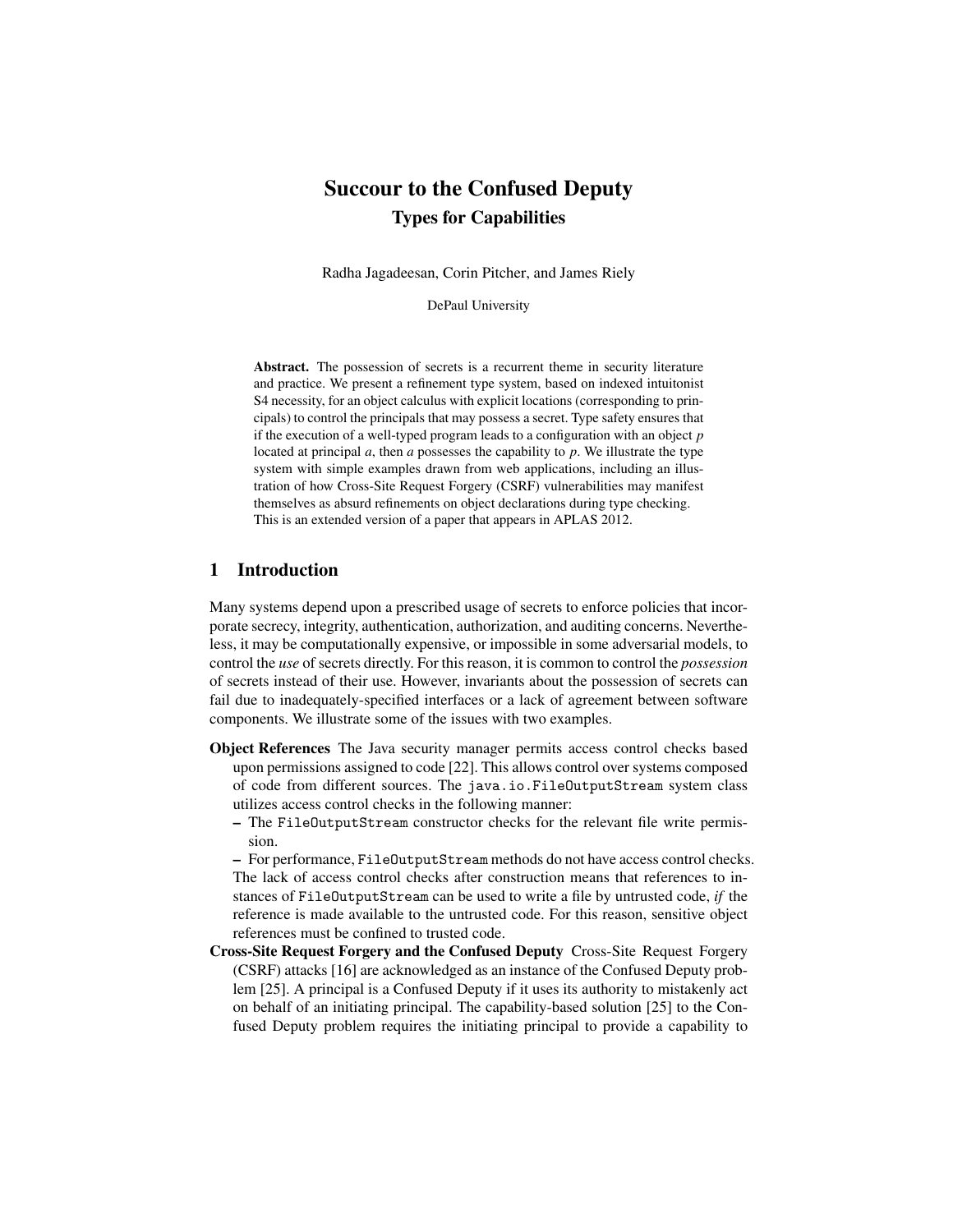# Succour to the Confused Deputy

## Types for Capabilities

Radha Jagadeesan, Corin Pitcher, and James Riely

DePaul University

**Abstract.** The possession of secrets is a recurrent theme in security literature and practice. We present a refinement type system, based on indexed intuitonist S4 necessity, for an object calculus with explicit locations (corresponding to principals) to control the principals that may possess a secret. Type safety ensures that if the execution of a well-typed program leads to a configuration with an object $p$ located at principal $a$, then $a$ possesses the capability to $p$. We illustrate the type system with simple examples drawn from web applications, including an illustration of how Cross-Site Request Forgery (CSRF) vulnerabilities may manifest themselves as absurd refinements on object declarations during type checking. This is an extended version of a paper that appears in APLAS 2012.

## 1 Introduction

Many systems depend upon a prescribed usage of secrets to enforce policies that incorporate secrecy, integrity, authentication, authorization, and auditing concerns. Nevertheless, it may be computationally expensive, or impossible in some adversarial models, to control the *use* of secrets directly. For this reason, it is common to control the *possession* of secrets instead of their use. However, invariants about the possession of secrets can fail due to inadequately-specified interfaces or a lack of agreement between software components. We illustrate some of the issues with two examples.

**Object References** The Java security manager permits access control checks based upon permissions assigned to code [22]. This allows control over systems composed of code from different sources. The `java.io.FileOutputStream` system class utilizes access control checks in the following manner:

- The `FileOutputStream` constructor checks for the relevant file write permission.
- For performance, `FileOutputStream` methods do not have access control checks.

The lack of access control checks after construction means that references to instances of `FileOutputStream` can be used to write a file by untrusted code, *if* the reference is made available to the untrusted code. For this reason, sensitive object references must be confined to trusted code.

**Cross-Site Request Forgery and the Confused Deputy** Cross-Site Request Forgery (CSRF) attacks [16] are acknowledged as an instance of the Confused Deputy problem [25]. A principal is a Confused Deputy if it uses its authority to mistakenly act on behalf of an initiating principal. The capability-based solution [25] to the Confused Deputy problem requires the initiating principal to provide a capability to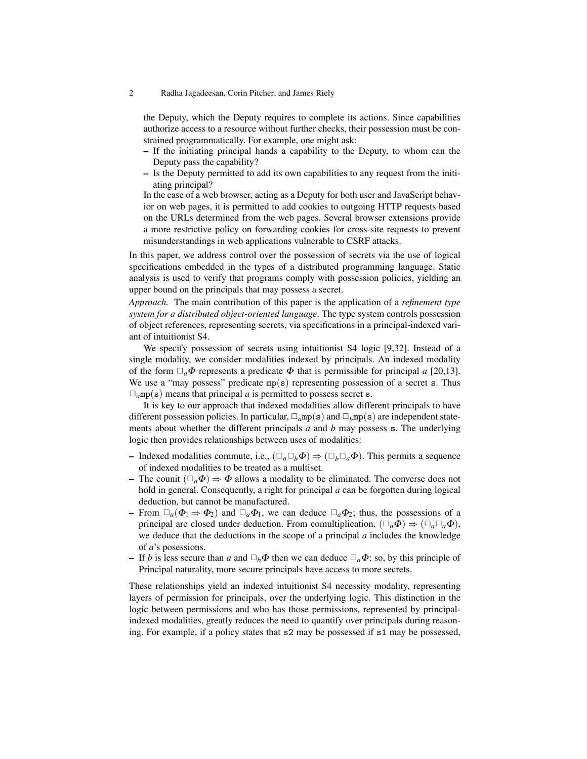the Deputy, which the Deputy requires to complete its actions. Since capabilities authorize access to a resource without further checks, their possession must be constrained programmatically. For example, one might ask:

- If the initiating principal hands a capability to the Deputy, to whom can the Deputy pass the capability?
- Is the Deputy permitted to add its own capabilities to any request from the initiating principal?

In the case of a web browser, acting as a Deputy for both user and JavaScript behavior on web pages, it is permitted to add cookies to outgoing HTTP requests based on the URLs determined from the web pages. Several browser extensions provide a more restrictive policy on forwarding cookies for cross-site requests to prevent misunderstandings in web applications vulnerable to CSRF attacks.

In this paper, we address control over the possession of secrets via the use of logical specifications embedded in the types of a distributed programming language. Static analysis is used to verify that programs comply with possession policies, yielding an upper bound on the principals that may possess a secret.

*Approach.* The main contribution of this paper is the application of a *refinement type system for a distributed object-oriented language*. The type system controls possession of object references, representing secrets, via specifications in a principal-indexed variant of intuitionist S4.

We specify possession of secrets using intuitionist S4 logic [9,32]. Instead of a single modality, we consider modalities indexed by principals. An indexed modality of the form $\Box_a \Phi$ represents a predicate $\Phi$ that is permissible for principal $a$ [20,13]. We use a "may possess" predicate $\mathtt{mp}(\mathtt{s})$ representing possession of a secret $\mathtt{s}$. Thus $\Box_a \mathtt{mp}(\mathtt{s})$ means that principal $a$ is permitted to possess secret $\mathtt{s}$.

It is key to our approach that indexed modalities allow different principals to have different possession policies. In particular, $\Box_a \mathtt{mp}(\mathtt{s})$ and $\Box_b \mathtt{mp}(\mathtt{s})$ are independent statements about whether the different principals $a$ and $b$ may possess $\mathtt{s}$. The underlying logic then provides relationships between uses of modalities:

- Indexed modalities commute, i.e., $(\Box_a \Box_b \Phi) \Rightarrow (\Box_b \Box_a \Phi)$. This permits a sequence of indexed modalities to be treated as a multiset.
- The counit $(\Box_a \Phi) \Rightarrow \Phi$ allows a modality to be eliminated. The converse does not hold in general. Consequently, a right for principal $a$ can be forgotten during logical deduction, but cannot be manufactured.
- From $\Box_a(\Phi_1 \Rightarrow \Phi_2)$ and $\Box_a \Phi_1$, we can deduce $\Box_a \Phi_2$; thus, the possessions of a principal are closed under deduction. From comultiplication, $(\Box_a \Phi) \Rightarrow (\Box_a \Box_a \Phi)$, we deduce that the deductions in the scope of a principal $a$ includes the knowledge of $a$'s posessions.
- If $b$ is less secure than $a$ and $\Box_b \Phi$ then we can deduce $\Box_a \Phi$; so, by this principle of Principal naturality, more secure principals have access to more secrets.

These relationships yield an indexed intuitionist S4 necessity modality, representing layers of permission for principals, over the underlying logic. This distinction in the logic between permissions and who has those permissions, represented by principal-indexed modalities, greatly reduces the need to quantify over principals during reasoning. For example, if a policy states that s2 may be possessed if s1 may be possessed,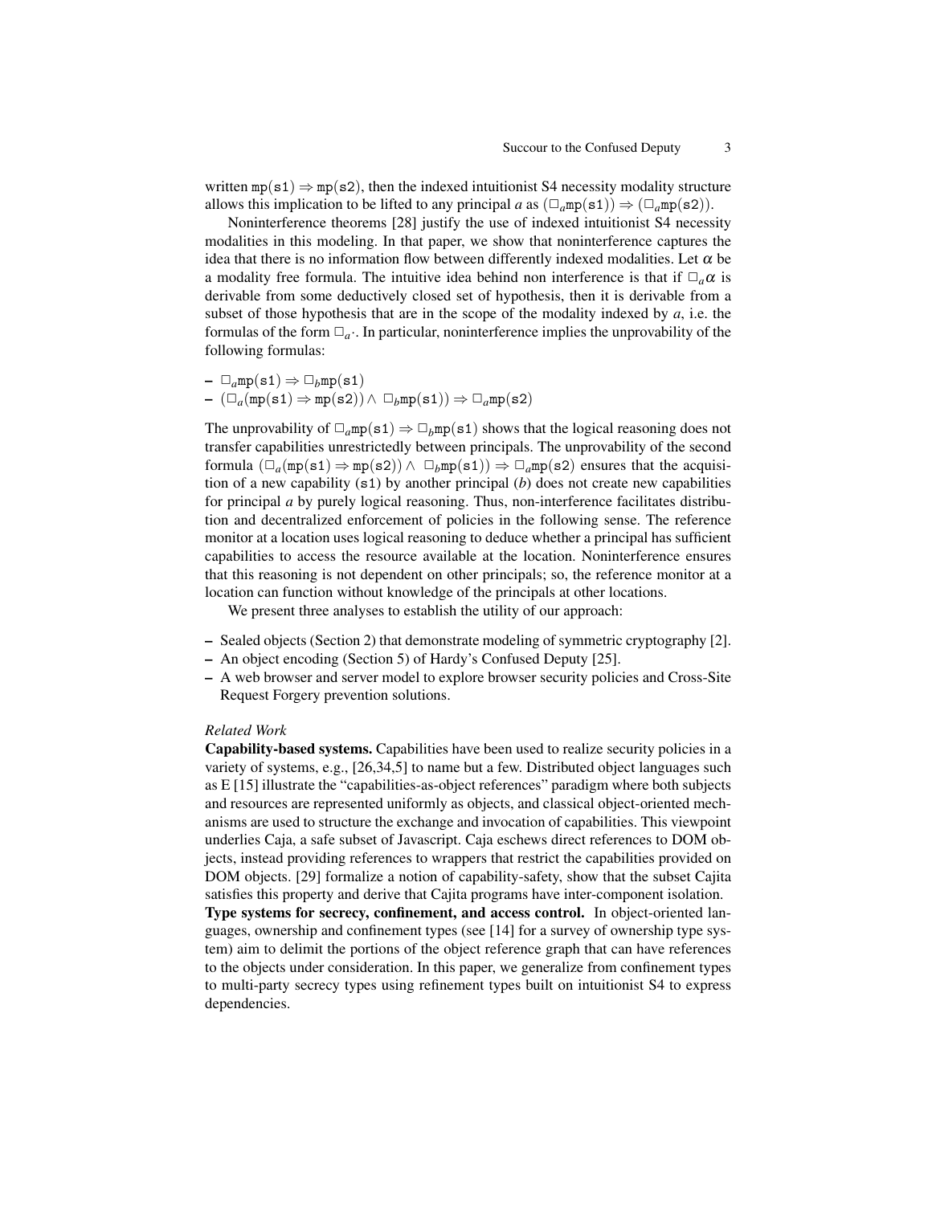written $\mathtt{mp(s1)} \Rightarrow \mathtt{mp(s2)}$, then the indexed intuitionist S4 necessity modality structure allows this implication to be lifted to any principal $a$ as $(\Box_a \mathtt{mp(s1)}) \Rightarrow (\Box_a \mathtt{mp(s2)})$.

Noninterference theorems [28] justify the use of indexed intuitionist S4 necessity modalities in this modeling. In that paper, we show that noninterference captures the idea that there is no information flow between differently indexed modalities. Let $\alpha$ be a modality free formula. The intuitive idea behind non interference is that if $\Box_a \alpha$ is derivable from some deductively closed set of hypothesis, then it is derivable from a subset of those hypothesis that are in the scope of the modality indexed by $a$, i.e. the formulas of the form $\Box_a \cdot$. In particular, noninterference implies the unprovability of the following formulas:

- $\Box_a \mathtt{mp(s1)} \Rightarrow \Box_b \mathtt{mp(s1)}$
- $(\Box_a(\mathtt{mp(s1)} \Rightarrow \mathtt{mp(s2)}) \wedge \Box_b \mathtt{mp(s1)}) \Rightarrow \Box_a \mathtt{mp(s2)}$

The unprovability of $\Box_a \mathtt{mp(s1)} \Rightarrow \Box_b \mathtt{mp(s1)}$ shows that the logical reasoning does not transfer capabilities unrestrictedly between principals. The unprovability of the second formula $(\Box_a(\mathtt{mp(s1)} \Rightarrow \mathtt{mp(s2)}) \wedge \Box_b \mathtt{mp(s1)}) \Rightarrow \Box_a \mathtt{mp(s2)}$ ensures that the acquisition of a new capability (`s1`) by another principal ($b$) does not create new capabilities for principal $a$ by purely logical reasoning. Thus, non-interference facilitates distribution and decentralized enforcement of policies in the following sense. The reference monitor at a location uses logical reasoning to deduce whether a principal has sufficient capabilities to access the resource available at the location. Noninterference ensures that this reasoning is not dependent on other principals; so, the reference monitor at a location can function without knowledge of the principals at other locations.

We present three analyses to establish the utility of our approach:

- Sealed objects (Section 2) that demonstrate modeling of symmetric cryptography [2].
- An object encoding (Section 5) of Hardy's Confused Deputy [25].
- A web browser and server model to explore browser security policies and Cross-Site Request Forgery prevention solutions.

*Related Work*

**Capability-based systems.** Capabilities have been used to realize security policies in a variety of systems, e.g., [26,34,5] to name but a few. Distributed object languages such as E [15] illustrate the "capabilities-as-object references" paradigm where both subjects and resources are represented uniformly as objects, and classical object-oriented mechanisms are used to structure the exchange and invocation of capabilities. This viewpoint underlies Caja, a safe subset of Javascript. Caja eschews direct references to DOM objects, instead providing references to wrappers that restrict the capabilities provided on DOM objects. [29] formalize a notion of capability-safety, show that the subset Cajita satisfies this property and derive that Cajita programs have inter-component isolation.

**Type systems for secrecy, confinement, and access control.** In object-oriented languages, ownership and confinement types (see [14] for a survey of ownership type system) aim to delimit the portions of the object reference graph that can have references to the objects under consideration. In this paper, we generalize from confinement types to multi-party secrecy types using refinement types built on intuitionist S4 to express dependencies.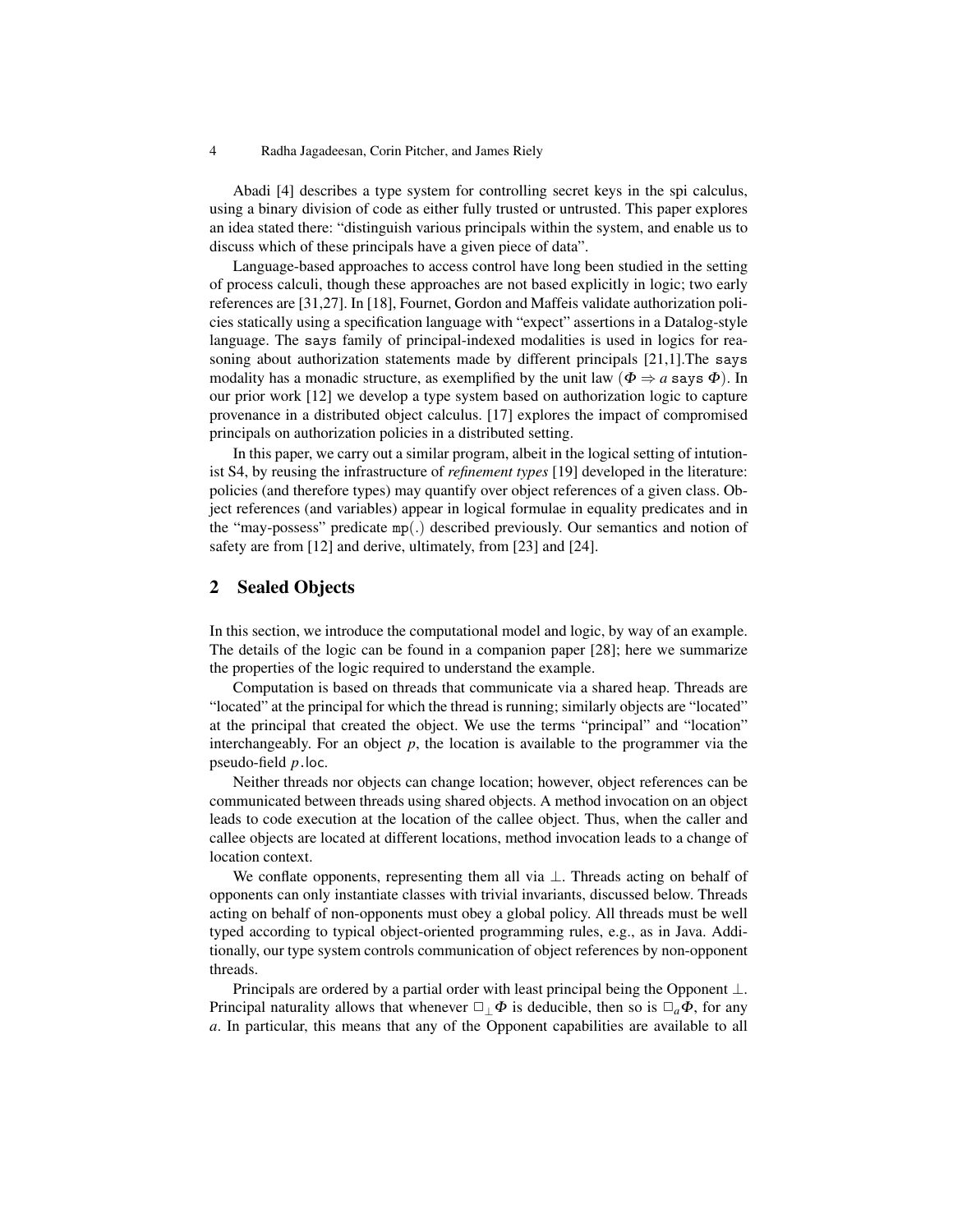Abadi [4] describes a type system for controlling secret keys in the spi calculus, using a binary division of code as either fully trusted or untrusted. This paper explores an idea stated there: "distinguish various principals within the system, and enable us to discuss which of these principals have a given piece of data".

Language-based approaches to access control have long been studied in the setting of process calculi, though these approaches are not based explicitly in logic; two early references are [31,27]. In [18], Fournet, Gordon and Maffeis validate authorization policies statically using a specification language with "expect" assertions in a Datalog-style language. The says family of principal-indexed modalities is used in logics for reasoning about authorization statements made by different principals [21,1].The says modality has a monadic structure, as exemplified by the unit law ($\Phi \Rightarrow a$ says $\Phi$). In our prior work [12] we develop a type system based on authorization logic to capture provenance in a distributed object calculus. [17] explores the impact of compromised principals on authorization policies in a distributed setting.

In this paper, we carry out a similar program, albeit in the logical setting of intutionist S4, by reusing the infrastructure of *refinement types* [19] developed in the literature: policies (and therefore types) may quantify over object references of a given class. Object references (and variables) appear in logical formulae in equality predicates and in the "may-possess" predicate mp(.) described previously. Our semantics and notion of safety are from [12] and derive, ultimately, from [23] and [24].

## 2 Sealed Objects

In this section, we introduce the computational model and logic, by way of an example. The details of the logic can be found in a companion paper [28]; here we summarize the properties of the logic required to understand the example.

Computation is based on threads that communicate via a shared heap. Threads are "located" at the principal for which the thread is running; similarly objects are "located" at the principal that created the object. We use the terms "principal" and "location" interchangeably. For an object $p$, the location is available to the programmer via the pseudo-field $p.\mathsf{loc}$.

Neither threads nor objects can change location; however, object references can be communicated between threads using shared objects. A method invocation on an object leads to code execution at the location of the callee object. Thus, when the caller and callee objects are located at different locations, method invocation leads to a change of location context.

We conflate opponents, representing them all via $\bot$. Threads acting on behalf of opponents can only instantiate classes with trivial invariants, discussed below. Threads acting on behalf of non-opponents must obey a global policy. All threads must be well typed according to typical object-oriented programming rules, e.g., as in Java. Additionally, our type system controls communication of object references by non-opponent threads.

Principals are ordered by a partial order with least principal being the Opponent $\bot$. Principal naturality allows that whenever $\Box_\bot \Phi$ is deducible, then so is $\Box_a \Phi$, for any $a$. In particular, this means that any of the Opponent capabilities are available to all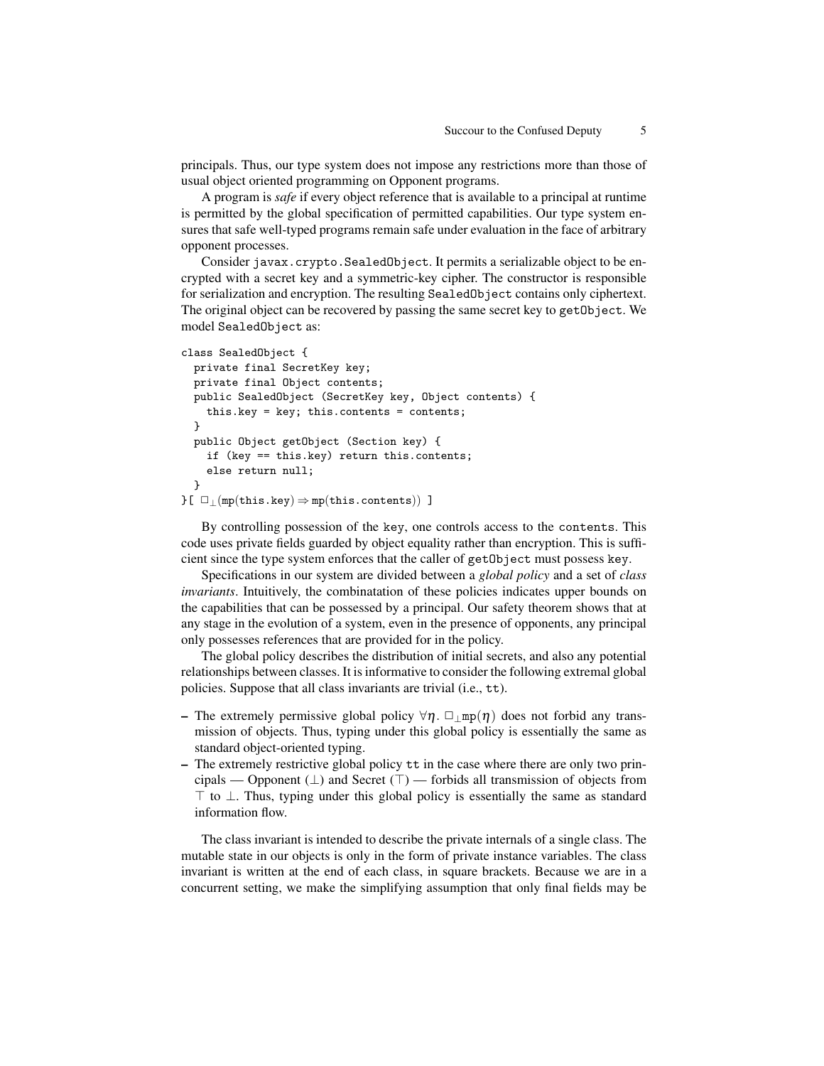principals. Thus, our type system does not impose any restrictions more than those of usual object oriented programming on Opponent programs.

A program is *safe* if every object reference that is available to a principal at runtime is permitted by the global specification of permitted capabilities. Our type system ensures that safe well-typed programs remain safe under evaluation in the face of arbitrary opponent processes.

Consider `javax.crypto.SealedObject`. It permits a serializable object to be encrypted with a secret key and a symmetric-key cipher. The constructor is responsible for serialization and encryption. The resulting `SealedObject` contains only ciphertext. The original object can be recovered by passing the same secret key to `getObject`. We model `SealedObject` as:

```
class SealedObject {
  private final SecretKey key;
  private final Object contents;
  public SealedObject (SecretKey key, Object contents) {
    this.key = key; this.contents = contents;
  }
  public Object getObject (Section key) {
    if (key == this.key) return this.contents;
    else return null;
  }
}[ □⊥(mp(this.key) ⇒ mp(this.contents)) ]
```

By controlling possession of the `key`, one controls access to the `contents`. This code uses private fields guarded by object equality rather than encryption. This is sufficient since the type system enforces that the caller of `getObject` must possess `key`.

Specifications in our system are divided between a *global policy* and a set of *class invariants*. Intuitively, the combinatation of these policies indicates upper bounds on the capabilities that can be possessed by a principal. Our safety theorem shows that at any stage in the evolution of a system, even in the presence of opponents, any principal only possesses references that are provided for in the policy.

The global policy describes the distribution of initial secrets, and also any potential relationships between classes. It is informative to consider the following extremal global policies. Suppose that all class invariants are trivial (i.e., `tt`).

- The extremely permissive global policy $\forall \eta.\ \Box_{\bot}\mathtt{mp}(\eta)$ does not forbid any transmission of objects. Thus, typing under this global policy is essentially the same as standard object-oriented typing.
- The extremely restrictive global policy `tt` in the case where there are only two principals — Opponent ($\bot$) and Secret ($\top$) — forbids all transmission of objects from $\top$ to $\bot$. Thus, typing under this global policy is essentially the same as standard information flow.

The class invariant is intended to describe the private internals of a single class. The mutable state in our objects is only in the form of private instance variables. The class invariant is written at the end of each class, in square brackets. Because we are in a concurrent setting, we make the simplifying assumption that only final fields may be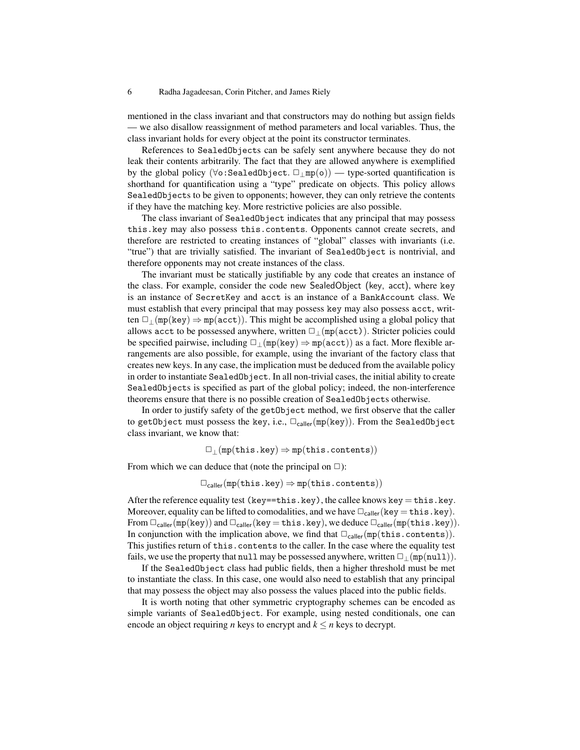mentioned in the class invariant and that constructors may do nothing but assign fields — we also disallow reassignment of method parameters and local variables. Thus, the class invariant holds for every object at the point its constructor terminates.

References to SealedObjects can be safely sent anywhere because they do not leak their contents arbitrarily. The fact that they are allowed anywhere is exemplified by the global policy ($\forall$o:SealedObject. $\Box_\bot$mp(o)) — type-sorted quantification is shorthand for quantification using a "type" predicate on objects. This policy allows SealedObjects to be given to opponents; however, they can only retrieve the contents if they have the matching key. More restrictive policies are also possible.

The class invariant of SealedObject indicates that any principal that may possess this.key may also possess this.contents. Opponents cannot create secrets, and therefore are restricted to creating instances of "global" classes with invariants (i.e. "true") that are trivially satisfied. The invariant of SealedObject is nontrivial, and therefore opponents may not create instances of the class.

The invariant must be statically justifiable by any code that creates an instance of the class. For example, consider the code new SealedObject (key, acct), where key is an instance of SecretKey and acct is an instance of a BankAccount class. We must establish that every principal that may possess key may also possess acct, written $\Box_\bot(\texttt{mp(key)} \Rightarrow \texttt{mp(acct)})$. This might be accomplished using a global policy that allows acct to be possessed anywhere, written $\Box_\bot(\texttt{mp(acct)})$. Stricter policies could be specified pairwise, including $\Box_\bot(\texttt{mp(key)} \Rightarrow \texttt{mp(acct)})$ as a fact. More flexible arrangements are also possible, for example, using the invariant of the factory class that creates new keys. In any case, the implication must be deduced from the available policy in order to instantiate SealedObject. In all non-trivial cases, the initial ability to create SealedObjects is specified as part of the global policy; indeed, the non-interference theorems ensure that there is no possible creation of SealedObjects otherwise.

In order to justify safety of the getObject method, we first observe that the caller to getObject must possess the key, i.e., $\Box_{\mathsf{caller}}(\texttt{mp(key)})$. From the SealedObject class invariant, we know that:

$$\Box_\bot(\texttt{mp(this.key)} \Rightarrow \texttt{mp(this.contents)})$$

From which we can deduce that (note the principal on $\Box$):

$$\Box_{\mathsf{caller}}(\texttt{mp(this.key)} \Rightarrow \texttt{mp(this.contents)})$$

After the reference equality test (key==this.key), the callee knows key = this.key. Moreover, equality can be lifted to comodalities, and we have $\Box_{\mathsf{caller}}(\texttt{key} = \texttt{this.key})$. From $\Box_{\mathsf{caller}}(\texttt{mp(key)})$ and $\Box_{\mathsf{caller}}(\texttt{key} = \texttt{this.key})$, we deduce $\Box_{\mathsf{caller}}(\texttt{mp(this.key)})$. In conjunction with the implication above, we find that $\Box_{\mathsf{caller}}(\texttt{mp(this.contents)})$. This justifies return of this.contents to the caller. In the case where the equality test fails, we use the property that null may be possessed anywhere, written $\Box_\bot(\texttt{mp(null)})$.

If the SealedObject class had public fields, then a higher threshold must be met to instantiate the class. In this case, one would also need to establish that any principal that may possess the object may also possess the values placed into the public fields.

It is worth noting that other symmetric cryptography schemes can be encoded as simple variants of SealedObject. For example, using nested conditionals, one can encode an object requiring $n$ keys to encrypt and $k \leq n$ keys to decrypt.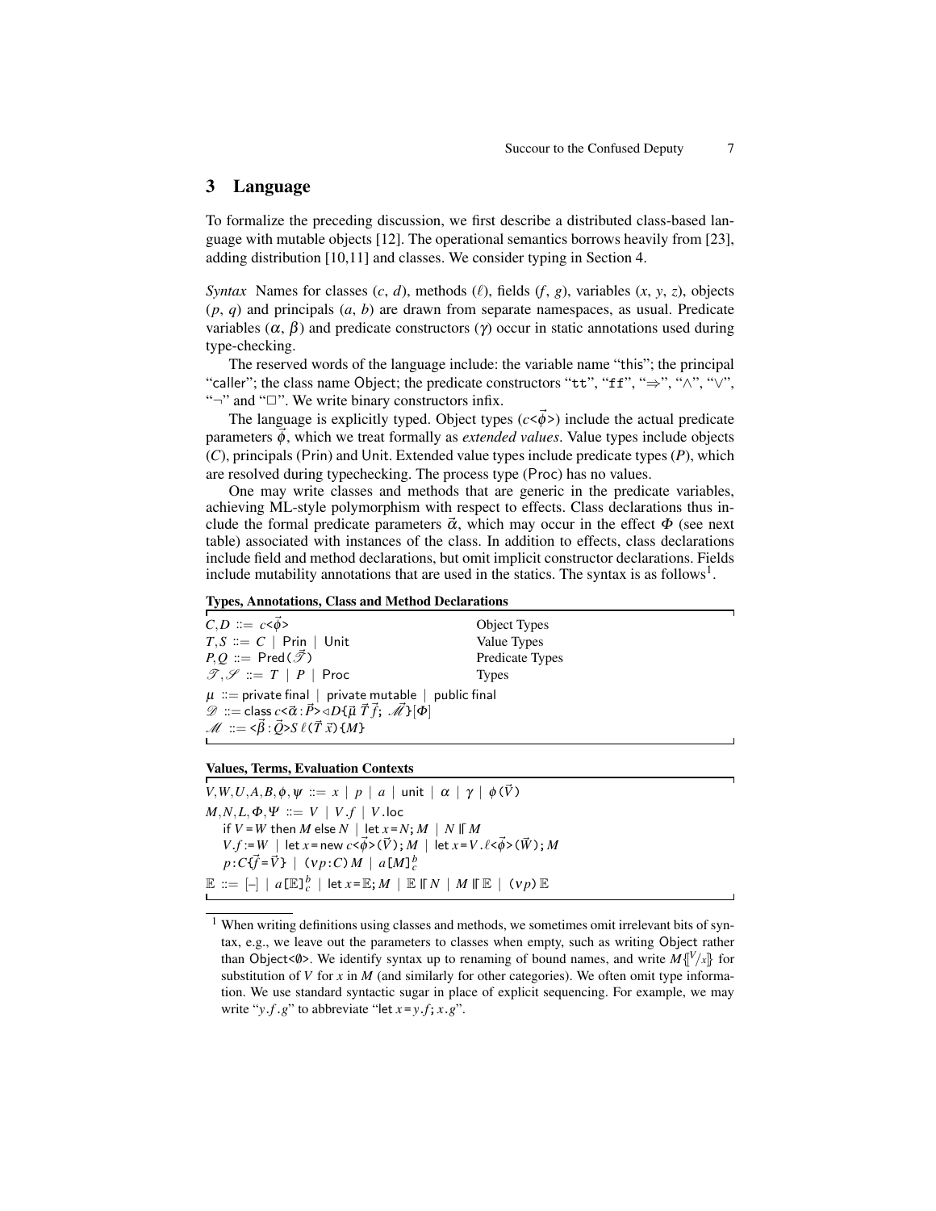## 3 Language

To formalize the preceding discussion, we first describe a distributed class-based language with mutable objects [12]. The operational semantics borrows heavily from [23], adding distribution [10,11] and classes. We consider typing in Section 4.

*Syntax* Names for classes ($c$, $d$), methods ($\ell$), fields ($f$, $g$), variables ($x$, $y$, $z$), objects ($p$, $q$) and principals ($a$, $b$) are drawn from separate namespaces, as usual. Predicate variables ($\alpha$, $\beta$) and predicate constructors ($\gamma$) occur in static annotations used during type-checking.

The reserved words of the language include: the variable name "this"; the principal "caller"; the class name Object; the predicate constructors "tt", "ff", "$\Rightarrow$", "$\wedge$", "$\vee$", "$\neg$" and "$\Box$". We write binary constructors infix.

The language is explicitly typed. Object types ($c$<$\vec{\phi}$>) include the actual predicate parameters $\vec{\phi}$, which we treat formally as *extended values*. Value types include objects ($C$), principals (Prin) and Unit. Extended value types include predicate types ($P$), which are resolved during typechecking. The process type (Proc) has no values.

One may write classes and methods that are generic in the predicate variables, achieving ML-style polymorphism with respect to effects. Class declarations thus include the formal predicate parameters $\vec{\alpha}$, which may occur in the effect $\Phi$ (see next table) associated with instances of the class. In addition to effects, class declarations include field and method declarations, but omit implicit constructor declarations. Fields include mutability annotations that are used in the statics. The syntax is as follows[1].

**Types, Annotations, Class and Method Declarations**

| | |
|---|---|
| $C, D ::= c\texttt{<}\vec{\phi}\texttt{>}$ | Object Types |
| $T, S ::= C \mid \mathsf{Prin} \mid \mathsf{Unit}$ | Value Types |
| $P, Q ::= \mathsf{Pred}(\vec{\mathscr{T}})$ | Predicate Types |
| $\mathscr{T}, \mathscr{S} ::= T \mid P \mid \mathsf{Proc}$ | Types |

$\mu ::= \mathsf{private\ final} \mid \mathsf{private\ mutable} \mid \mathsf{public\ final}$
$\mathscr{D} ::= \mathsf{class}\ c\texttt{<}\vec{\alpha} : \vec{P}\texttt{>} \triangleleft D \texttt{\{}\vec{\mu}\ \vec{T}\ \vec{f};\ \vec{\mathscr{M}}\texttt{\}}[\Phi]$
$\mathscr{M} ::= \texttt{<}\vec{\beta} : \vec{Q}\texttt{>} S\ \ell(\vec{T}\ \vec{x})\texttt{\{}M\texttt{\}}$

**Values, Terms, Evaluation Contexts**

$V, W, U, A, B, \phi, \psi ::= x \mid p \mid a \mid \mathsf{unit} \mid \alpha \mid \gamma \mid \phi(\vec{V})$
$M, N, L, \Phi, \Psi ::= V \mid V.f \mid V.\mathsf{loc}$
$\quad \mathsf{if}\ V = W\ \mathsf{then}\ M\ \mathsf{else}\ N \mid \mathsf{let}\ x = N; M \mid N \parallel M$
$\quad V.f := W \mid \mathsf{let}\ x = \mathsf{new}\ c\texttt{<}\vec{\phi}\texttt{>}(\vec{V}); M \mid \mathsf{let}\ x = V.\ell\texttt{<}\vec{\phi}\texttt{>}(\vec{W}); M$
$\quad p : C\texttt{\{}\vec{f} = \vec{V}\texttt{\}} \mid (\nu p : C)\, M \mid a[M]^b_c$
$\mathbb{E} ::= [-] \mid a[\mathbb{E}]^b_c \mid \mathsf{let}\ x = \mathbb{E}; M \mid \mathbb{E} \parallel N \mid M \parallel \mathbb{E} \mid (\nu p)\, \mathbb{E}$

---

[1] When writing definitions using classes and methods, we sometimes omit irrelevant bits of syntax, e.g., we leave out the parameters to classes when empty, such as writing Object rather than Object<$\emptyset$>. We identify syntax up to renaming of bound names, and write $M\{\!\![V/x]\!\!\}$ for substitution of $V$ for $x$ in $M$ (and similarly for other categories). We often omit type information. We use standard syntactic sugar in place of explicit sequencing. For example, we may write "$y.f.g$" to abbreviate "let $x = y.f; x.g$".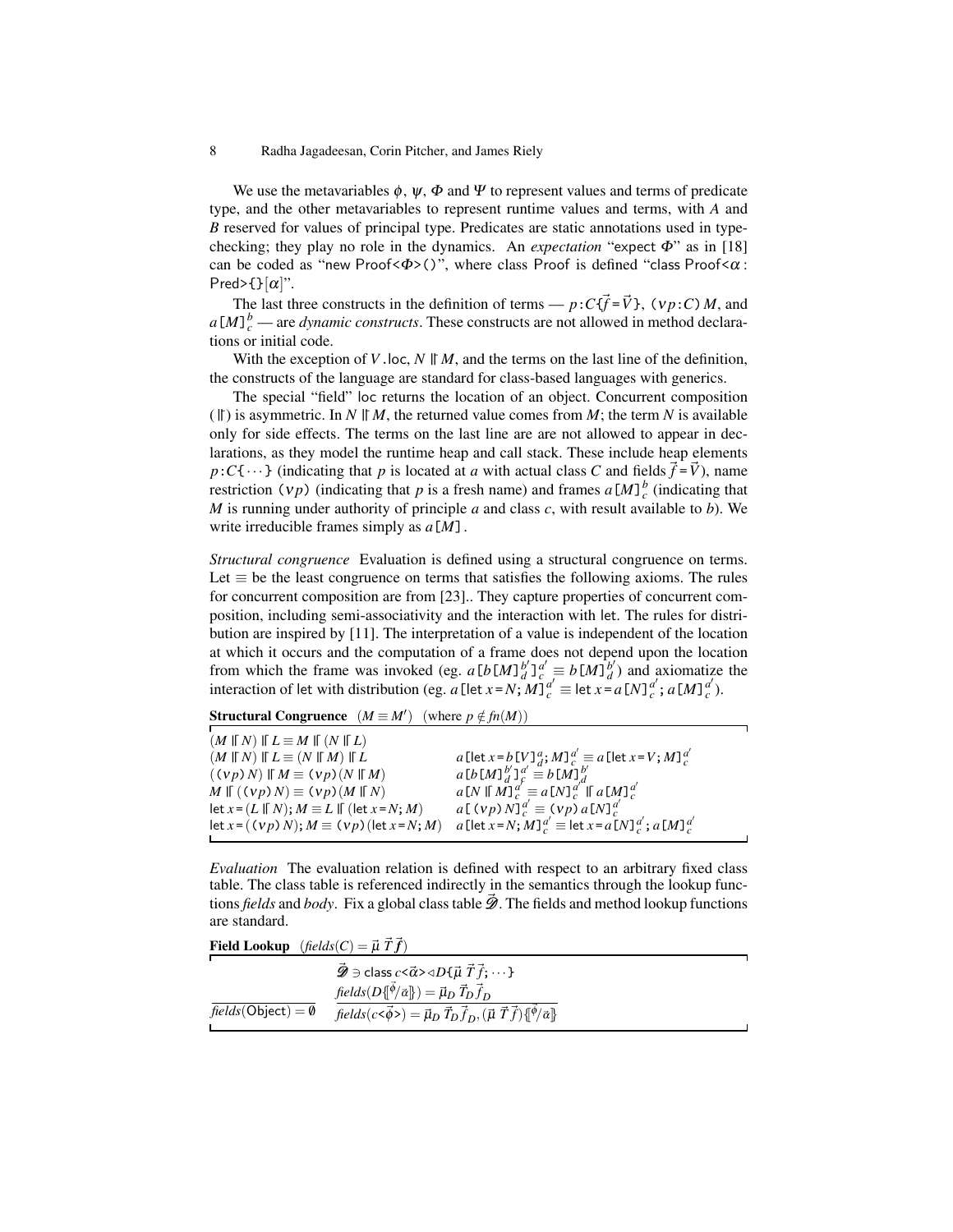We use the metavariables $\phi$, $\psi$, $\Phi$ and $\Psi$ to represent values and terms of predicate type, and the other metavariables to represent runtime values and terms, with $A$ and $B$ reserved for values of principal type. Predicates are static annotations used in type-checking; they play no role in the dynamics. An *expectation* "expect $\Phi$" as in [18] can be coded as "new Proof<$\Phi$>()", where class Proof is defined "class Proof<$\alpha$ : Pred>{}$[\alpha]$".

The last three constructs in the definition of terms — $p : C\{\vec{f} = \vec{V}\}$, $(\nu p : C)\, M$, and $a[M]^{b}_{c}$ — are *dynamic constructs*. These constructs are not allowed in method declarations or initial code.

With the exception of $V$.loc, $N \Vert M$, and the terms on the last line of the definition, the constructs of the language are standard for class-based languages with generics.

The special "field" loc returns the location of an object. Concurrent composition ($\Vert$) is asymmetric. In $N \Vert M$, the returned value comes from $M$; the term $N$ is available only for side effects. The terms on the last line are are not allowed to appear in declarations, as they model the runtime heap and call stack. These include heap elements $p : C\{\cdots\}$ (indicating that $p$ is located at $a$ with actual class $C$ and fields $\vec{f} = \vec{V}$), name restriction $(\nu p)$ (indicating that $p$ is a fresh name) and frames $a[M]^{b}_{c}$ (indicating that $M$ is running under authority of principle $a$ and class $c$, with result available to $b$). We write irreducible frames simply as $a[M]$.

*Structural congruence* Evaluation is defined using a structural congruence on terms. Let $\equiv$ be the least congruence on terms that satisfies the following axioms. The rules for concurrent composition are from [23].. They capture properties of concurrent composition, including semi-associativity and the interaction with let. The rules for distribution are inspired by [11]. The interpretation of a value is independent of the location at which it occurs and the computation of a frame does not depend upon the location from which the frame was invoked (eg. $a[b[M]^{b'}_{d}]^{a'}_{c} \equiv b[M]^{b'}_{d}$) and axiomatize the interaction of let with distribution (eg. $a[\text{let } x = N; M]^{a'}_{c} \equiv \text{let } x = a[N]^{a'}_{c}; a[M]^{a'}_{c}$).

**Structural Congruence** $(M \equiv M')$ (where $p \notin fn(M)$)

$$
\begin{array}{ll}
(M \Vert N) \Vert L \equiv M \Vert (N \Vert L) & \\
(M \Vert N) \Vert L \equiv (N \Vert M) \Vert L & a[\text{let } x = b[V]^{a}_{d}; M]^{a'}_{c} \equiv a[\text{let } x = V; M]^{a'}_{c} \\
((\nu p)\, N) \Vert M \equiv (\nu p)(N \Vert M) & a[b[M]^{b'}_{d}]^{a'}_{f} \equiv b[M]^{b'}_{d} \\
M \Vert ((\nu p)\, N) \equiv (\nu p)(M \Vert N) & a[N \Vert M]^{a'}_{c} \equiv a[N]^{a'}_{c} \Vert a[M]^{a'}_{c} \\
\text{let } x = (L \Vert N); M \equiv L \Vert (\text{let } x = N; M) & a[(\nu p)\, N]^{a'}_{c} \equiv (\nu p)\, a[N]^{a'}_{c} \\
\text{let } x = ((\nu p)\, N); M \equiv (\nu p)(\text{let } x = N; M) & a[\text{let } x = N; M]^{a'}_{c} \equiv \text{let } x = a[N]^{a'}_{c}; a[M]^{a'}_{c}
\end{array}
$$

*Evaluation* The evaluation relation is defined with respect to an arbitrary fixed class table. The class table is referenced indirectly in the semantics through the lookup functions *fields* and *body*. Fix a global class table $\vec{\mathscr{D}}$. The fields and method lookup functions are standard.

**Field Lookup** $(\mathit{fields}(C) = \vec{\mu}\ \vec{T}\ \vec{f})$

$$
\frac{}{\mathit{fields}(\text{Object}) = \emptyset}
\qquad
\frac{\vec{\mathscr{D}} \ni \text{class } c\text{<}\vec{\alpha}\text{>} \triangleleft D\{\vec{\mu}\ \vec{T}\ \vec{f};\ \cdots\} \qquad \mathit{fields}(D\{\![\vec{\phi}/\vec{\alpha}]\!\}) = \vec{\mu}_D\ \vec{T}_D\ \vec{f}_D}{\mathit{fields}(c\text{<}\vec{\phi}\text{>}) = \vec{\mu}_D\ \vec{T}_D\ \vec{f}_D, (\vec{\mu}\ \vec{T}\ \vec{f})\{\![\vec{\phi}/\vec{\alpha}]\!\}}
$$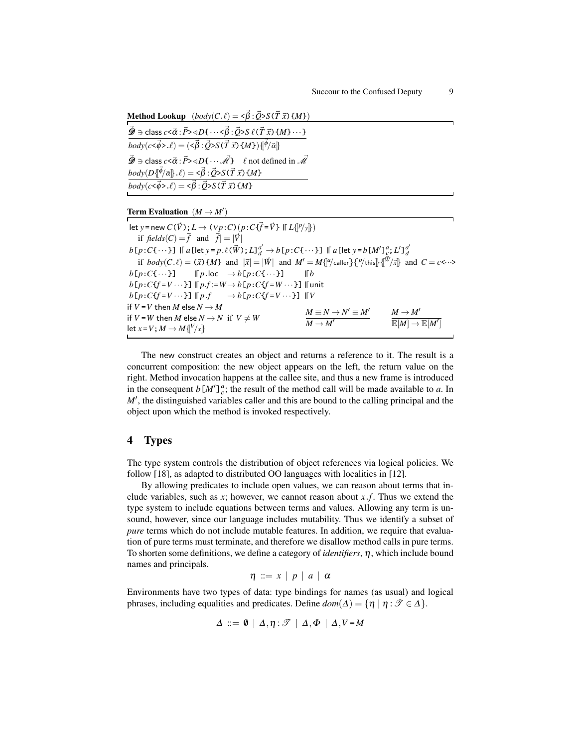**Method Lookup** $(body(C.\ell) = \texttt{<}\vec{\beta}:\vec{Q}\texttt{>}S\,\texttt{(}\vec{T}\ \vec{x}\texttt{)}\,\texttt{\{}M\texttt{\}})$

$$\frac{\vec{\mathscr{D}} \ni \mathsf{class}\ c\texttt{<}\vec{\alpha}:\vec{P}\texttt{>}\lhd D\texttt{\{}\cdots\texttt{<}\vec{\beta}:\vec{Q}\texttt{>}S\ \ell\texttt{(}\vec{T}\ \vec{x}\texttt{)}\texttt{\{}M\texttt{\}}\cdots\texttt{\}}}{body(c\texttt{<}\vec{\phi}\texttt{>}.\ell) = (\texttt{<}\vec{\beta}:\vec{Q}\texttt{>}S\texttt{(}\vec{T}\ \vec{x}\texttt{)}\texttt{\{}M\texttt{\}})\{\!\![\vec{\phi}/\vec{\alpha}]\!\!\}}$$

$$\frac{\vec{\mathscr{D}} \ni \mathsf{class}\ c\texttt{<}\vec{\alpha}:\vec{P}\texttt{>}\lhd D\texttt{\{}\cdots\vec{\mathscr{M}}\texttt{\}} \quad \ell \text{ not defined in } \vec{\mathscr{M}} \quad body(D\{\!\![\vec{\phi}/\vec{\alpha}]\!\!\}.\ell) = \texttt{<}\vec{\beta}:\vec{Q}\texttt{>}S\texttt{(}\vec{T}\ \vec{x}\texttt{)}\texttt{\{}M\texttt{\}}}{body(c\texttt{<}\vec{\phi}\texttt{>}.\ell) = \texttt{<}\vec{\beta}:\vec{Q}\texttt{>}S\texttt{(}\vec{T}\ \vec{x}\texttt{)}\texttt{\{}M\texttt{\}}}$$

**Term Evaluation** $(M \to M')$

$\mathsf{let}\ y\,\texttt{=}\,\mathsf{new}\ C(\vec{V})\,\texttt{;}\,L \to (\nu p:C)(p:C\texttt{\{}\vec{f}\,\texttt{=}\,\vec{V}\texttt{\}} \Vert\!\!\lceil L\{\!\![p/y]\!\!\})$

  if $fields(C) = \vec{f}$ and $|\vec{f}| = |\vec{V}|$

$b\texttt{[}p:C\texttt{\{}\cdots\texttt{\}]} \Vert\!\!\lceil a\texttt{[let}\ y\,\texttt{=}\,p.\ell(\vec{W})\,\texttt{;}\,L\texttt{]}_{d}^{a'} \to b\texttt{[}p:C\texttt{\{}\cdots\texttt{\}]} \Vert\!\!\lceil a\texttt{[let}\ y\,\texttt{=}\,b\texttt{[}M'\texttt{]}_{c}^{a}\texttt{;}\,L'\texttt{]}_{d}^{a'}$

  if $body(C.\ell) = (\vec{x})\texttt{\{}M\texttt{\}}$ and $|\vec{x}| = |\vec{W}|$ and $M' = M\{\!\![a/\mathsf{caller}]\!\!\}\{\!\![p/\mathsf{this}]\!\!\}\{\!\![\vec{W}/\vec{x}]\!\!\}$ and $C = c\texttt{<}\cdots\texttt{>}$

$b\texttt{[}p:C\texttt{\{}\cdots\texttt{\}]} \quad \Vert\!\!\lceil p.\mathsf{loc} \quad \to b\texttt{[}p:C\texttt{\{}\cdots\texttt{\}]} \quad \Vert\!\!\lceil b$

$b\texttt{[}p:C\texttt{\{}f\,\texttt{=}\,V\cdots\texttt{\}]} \Vert\!\!\lceil p.f\,\texttt{:=}\,W \to b\texttt{[}p:C\texttt{\{}f\,\texttt{=}\,W\cdots\texttt{\}]} \Vert\!\!\lceil \mathsf{unit}$

$b\texttt{[}p:C\texttt{\{}f\,\texttt{=}\,V\cdots\texttt{\}]} \Vert\!\!\lceil p.f \quad \to b\texttt{[}p:C\texttt{\{}f\,\texttt{=}\,V\cdots\texttt{\}]} \Vert\!\!\lceil V$

$\mathsf{if}\ V\,\texttt{=}\,V\ \mathsf{then}\ M\ \mathsf{else}\ N \to M$

$\mathsf{if}\ V\,\texttt{=}\,W\ \mathsf{then}\ M\ \mathsf{else}\ N \to N$ if $V \neq W$ $\qquad \dfrac{M \equiv N \to N' \equiv M'}{M \to M'} \qquad \dfrac{M \to M'}{\mathbb{E}[M] \to \mathbb{E}[M']}$

$\mathsf{let}\ x\,\texttt{=}\,V\texttt{;}\,M \to M\{\!\![V/x]\!\!\}$

The new construct creates an object and returns a reference to it. The result is a concurrent composition: the new object appears on the left, the return value on the right. Method invocation happens at the callee site, and thus a new frame is introduced in the consequent $b\texttt{[}M'\texttt{]}_{c}^{a}$; the result of the method call will be made available to $a$. In $M'$, the distinguished variables caller and this are bound to the calling principal and the object upon which the method is invoked respectively.

## 4 Types

The type system controls the distribution of object references via logical policies. We follow [18], as adapted to distributed OO languages with localities in [12].

By allowing predicates to include open values, we can reason about terms that include variables, such as $x$; however, we cannot reason about $x.f$. Thus we extend the type system to include equations between terms and values. Allowing any term is unsound, however, since our language includes mutability. Thus we identify a subset of *pure* terms which do not include mutable features. In addition, we require that evaluation of pure terms must terminate, and therefore we disallow method calls in pure terms. To shorten some definitions, we define a category of *identifiers*, $\eta$, which include bound names and principals.

$$\eta \ ::= \ x \ | \ p \ | \ a \ | \ \alpha$$

Environments have two types of data: type bindings for names (as usual) and logical phrases, including equalities and predicates. Define $dom(\Delta) = \{\eta \mid \eta : \mathscr{T} \in \Delta\}$.

$$\Delta \ ::= \ \emptyset \ | \ \Delta, \eta : \mathscr{T} \ | \ \Delta, \Phi \ | \ \Delta, V\,\texttt{=}\,M$$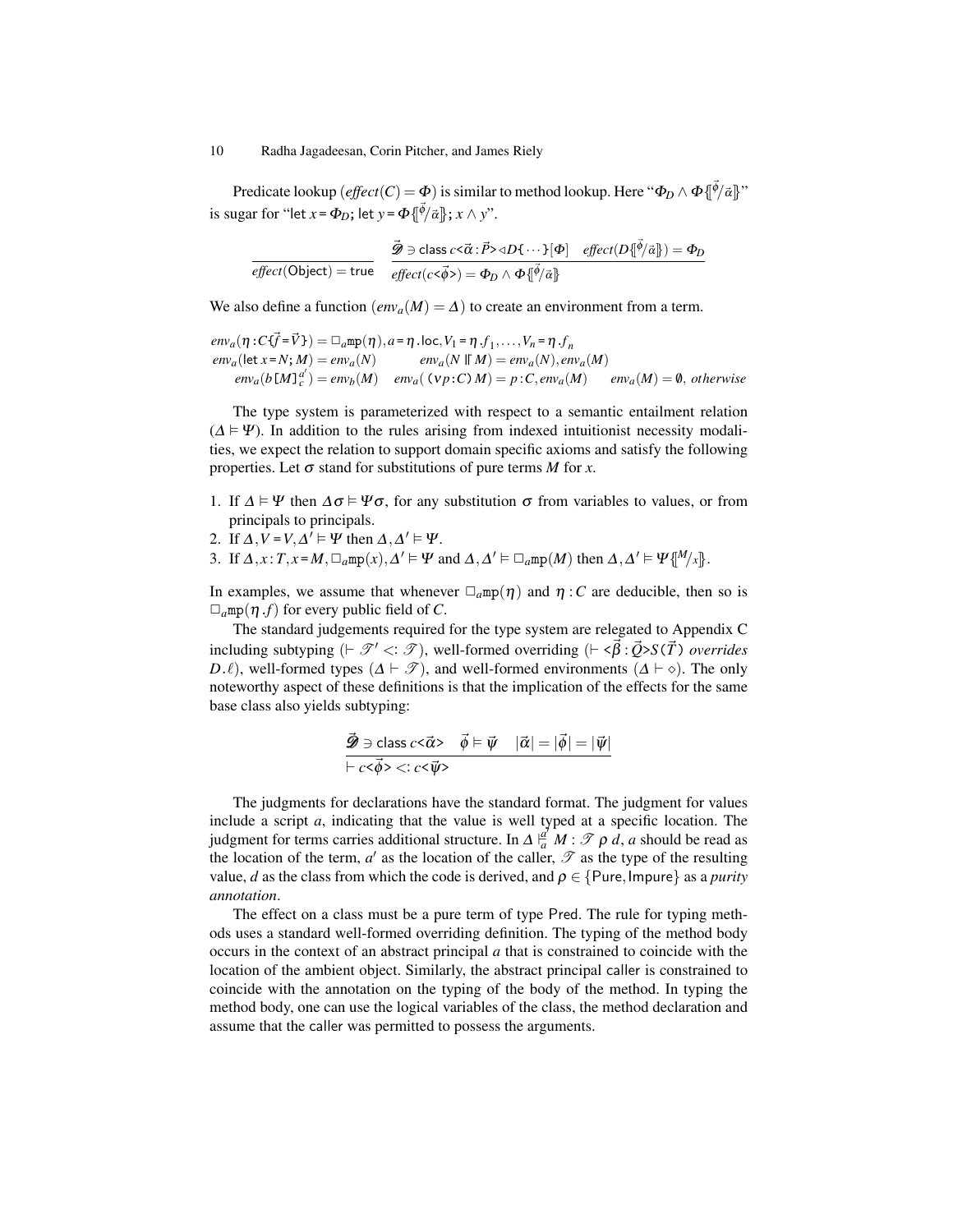Predicate lookup ($\mathit{effect}(C) = \Phi$) is similar to method lookup. Here "$\Phi_D \wedge \Phi\{\![\vec{\phi}/\vec{\alpha}]\!\}$" is sugar for "let $x$ = $\Phi_D$; let $y$ = $\Phi\{\![\vec{\phi}/\vec{\alpha}]\!\}$; $x \wedge y$".

$$\frac{}{\mathit{effect}(\mathsf{Object}) = \mathsf{true}} \qquad \frac{\vec{\mathscr{D}} \ni \mathsf{class}\ c\texttt{<}\vec{\alpha}:\vec{P}\texttt{>}\triangleleft D\texttt{\{}\cdots\texttt{\}}[\Phi] \quad \mathit{effect}(D\{\![\vec{\phi}/\vec{\alpha}]\!\}) = \Phi_D}{\mathit{effect}(c\texttt{<}\vec{\phi}\texttt{>}) = \Phi_D \wedge \Phi\{\![\vec{\phi}/\vec{\alpha}]\!\}}$$

We also define a function ($\mathit{env}_a(M) = \Delta$) to create an environment from a term.

$$\begin{array}{l}
\mathit{env}_a(\eta : C\texttt{\{}\vec{f}\texttt{=}\vec{V}\texttt{\}}) = \Box_a\mathtt{mp}(\eta), a = \eta.\mathsf{loc}, V_1 = \eta.f_1, \ldots, V_n = \eta.f_n \\
\mathit{env}_a(\mathsf{let}\ x\texttt{=}N;\ M) = \mathit{env}_a(N) \qquad \mathit{env}_a(N \parallel M) = \mathit{env}_a(N), \mathit{env}_a(M) \\
\mathit{env}_a(b\texttt{[}M\texttt{]}_c^{a'}) = \mathit{env}_b(M) \quad \mathit{env}_a(\texttt{(}\nu p : C\texttt{)}\ M) = p : C, \mathit{env}_a(M) \quad \mathit{env}_a(M) = \emptyset,\ \textit{otherwise}
\end{array}$$

The type system is parameterized with respect to a semantic entailment relation ($\Delta \vDash \Psi$). In addition to the rules arising from indexed intuitionist necessity modalities, we expect the relation to support domain specific axioms and satisfy the following properties. Let $\sigma$ stand for substitutions of pure terms $M$ for $x$.

1. If $\Delta \vDash \Psi$ then $\Delta\sigma \vDash \Psi\sigma$, for any substitution $\sigma$ from variables to values, or from principals to principals.
2. If $\Delta, V = V, \Delta' \vDash \Psi$ then $\Delta, \Delta' \vDash \Psi$.
3. If $\Delta, x : T, x = M, \Box_a\mathtt{mp}(x), \Delta' \vDash \Psi$ and $\Delta, \Delta' \vDash \Box_a\mathtt{mp}(M)$ then $\Delta, \Delta' \vDash \Psi\{\![M/x]\!\}$.

In examples, we assume that whenever $\Box_a\mathtt{mp}(\eta)$ and $\eta : C$ are deducible, then so is $\Box_a\mathtt{mp}(\eta.f)$ for every public field of $C$.

The standard judgements required for the type system are relegated to Appendix C including subtyping ($\vdash \mathscr{T}' <: \mathscr{T}$), well-formed overriding ($\vdash \texttt{<}\vec{\beta}:\vec{Q}\texttt{>}S\texttt{(}\vec{T}\texttt{)}$ *overrides* $D.\ell$), well-formed types ($\Delta \vdash \mathscr{T}$), and well-formed environments ($\Delta \vdash \diamond$). The only noteworthy aspect of these definitions is that the implication of the effects for the same base class also yields subtyping:

$$\frac{\vec{\mathscr{D}} \ni \mathsf{class}\ c\texttt{<}\vec{\alpha}\texttt{>} \quad \vec{\phi} \vDash \vec{\psi} \quad |\vec{\alpha}| = |\vec{\phi}| = |\vec{\psi}|}{\vdash c\texttt{<}\vec{\phi}\texttt{>} <: c\texttt{<}\vec{\psi}\texttt{>}}$$

The judgments for declarations have the standard format. The judgment for values include a script $a$, indicating that the value is well typed at a specific location. The judgment for terms carries additional structure. In $\Delta \vDash_a^{a'} M : \mathscr{T}\ \rho\ d$, $a$ should be read as the location of the term, $a'$ as the location of the caller, $\mathscr{T}$ as the type of the resulting value, $d$ as the class from which the code is derived, and $\rho \in \{\mathsf{Pure}, \mathsf{Impure}\}$ as a *purity annotation*.

The effect on a class must be a pure term of type Pred. The rule for typing methods uses a standard well-formed overriding definition. The typing of the method body occurs in the context of an abstract principal $a$ that is constrained to coincide with the location of the ambient object. Similarly, the abstract principal caller is constrained to coincide with the annotation on the typing of the body of the method. In typing the method body, one can use the logical variables of the class, the method declaration and assume that the caller was permitted to possess the arguments.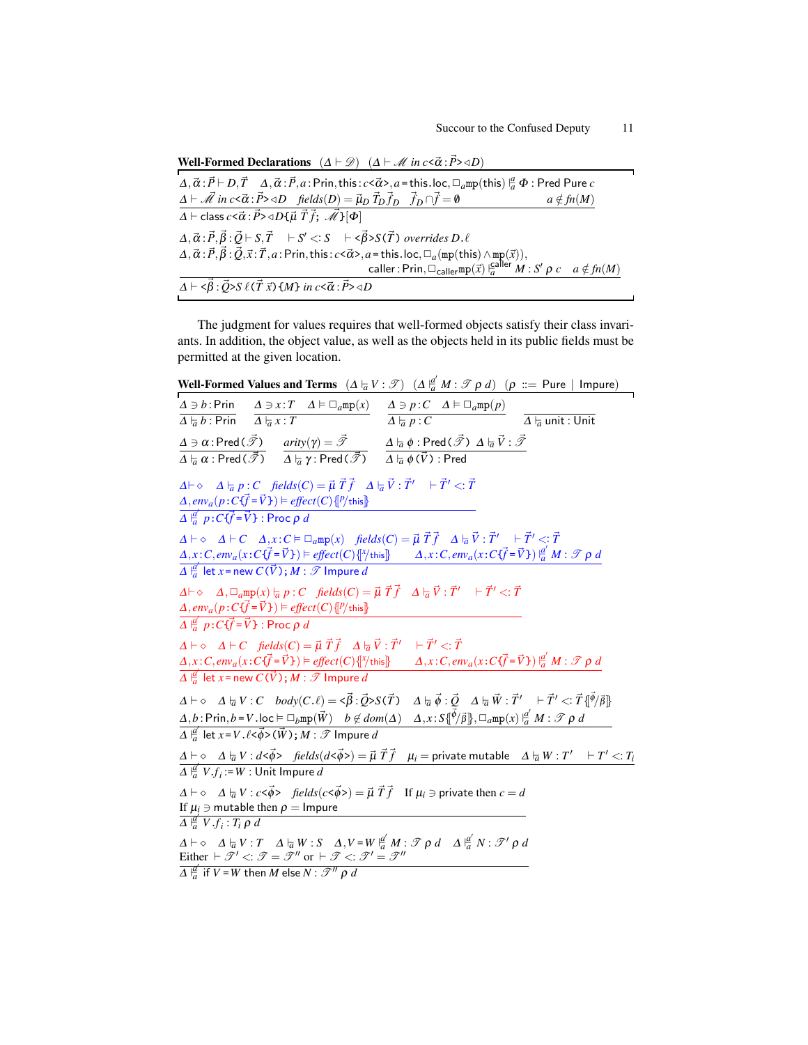**Well-Formed Declarations** $(\Delta \vdash \mathscr{D})$ $(\Delta \vdash \mathscr{M}\ \mathit{in}\ c\texttt{<}\vec{\alpha}:\vec{P}\texttt{>}\triangleleft D)$

$$\frac{\begin{array}{l}\Delta,\vec{\alpha}:\vec{P} \vdash D,\vec{T} \quad \Delta,\vec{\alpha}:\vec{P},a:\mathsf{Prin},\mathsf{this}:c\texttt{<}\vec{\alpha}\texttt{>},a=\mathsf{this.loc},\Box_a\mathtt{mp}(\mathsf{this}) \models_a^a \Phi : \mathsf{Pred\ Pure}\ c \\ \Delta \vdash \mathscr{M}\ \mathit{in}\ c\texttt{<}\vec{\alpha}:\vec{P}\texttt{>}\triangleleft D \quad \mathit{fields}(D) = \vec{\mu}_D\ \vec{T}_D\ \vec{f}_D \quad \vec{f}_D \cap \vec{f} = \emptyset \qquad a \notin \mathit{fn}(M)\end{array}}{\Delta \vdash \mathsf{class}\ c\texttt{<}\vec{\alpha}:\vec{P}\texttt{>}\triangleleft D\{\vec{\mu}\ \vec{T}\ \vec{f};\ \vec{\mathscr{M}}\}[\Phi]}$$

$$\frac{\begin{array}{l}\Delta,\vec{\alpha}:\vec{P},\vec{\beta}:\vec{Q} \vdash S,\vec{T} \quad \vdash S' <: S \quad \vdash \texttt{<}\vec{\beta}\texttt{>}S(\vec{T})\ \mathit{overrides}\ D.\ell \\ \Delta,\vec{\alpha}:\vec{P},\vec{\beta}:\vec{Q},\vec{x}:\vec{T},a:\mathsf{Prin},\mathsf{this}:c\texttt{<}\vec{\alpha}\texttt{>},a=\mathsf{this.loc},\Box_a(\mathtt{mp}(\mathsf{this}) \wedge \mathtt{mp}(\vec{x})), \\ \qquad\qquad \mathsf{caller}:\mathsf{Prin},\Box_{\mathsf{caller}}\mathtt{mp}(\vec{x}) \models_a^{\mathsf{caller}} M : S'\ \rho\ c \quad a \notin \mathit{fn}(M)\end{array}}{\Delta \vdash \texttt{<}\vec{\beta}:\vec{Q}\texttt{>}S\ \ell(\vec{T}\ \vec{x})\{M\}\ \mathit{in}\ c\texttt{<}\vec{\alpha}:\vec{P}\texttt{>}\triangleleft D}$$

The judgment for values requires that well-formed objects satisfy their class invariants. In addition, the object value, as well as the objects held in its public fields must be permitted at the given location.

**Well-Formed Values and Terms** $(\Delta \models_a V : \mathscr{T})$ $(\Delta \models_a^{d'} M : \mathscr{T}\ \rho\ d)$ $(\rho ::= \mathsf{Pure} \mid \mathsf{Impure})$

$$\frac{\Delta \ni b:\mathsf{Prin}}{\Delta \models_a b:\mathsf{Prin}} \quad \frac{\Delta \ni x:T \quad \Delta \models \Box_a\mathtt{mp}(x)}{\Delta \models_a x:T} \quad \frac{\Delta \ni p:C \quad \Delta \models \Box_a\mathtt{mp}(p)}{\Delta \models_a p:C} \quad \frac{}{\Delta \models_a \mathsf{unit}:\mathsf{Unit}}$$

$$\frac{\Delta \ni \alpha:\mathsf{Pred}(\vec{\mathscr{T}})}{\Delta \models_a \alpha:\mathsf{Pred}(\vec{\mathscr{T}})} \quad \frac{\mathit{arity}(\gamma) = \vec{\mathscr{T}}}{\Delta \models_a \gamma:\mathsf{Pred}(\vec{\mathscr{T}})} \quad \frac{\Delta \models_a \phi:\mathsf{Pred}(\vec{\mathscr{T}}) \quad \Delta \models_a \vec{V}:\vec{\mathscr{T}}}{\Delta \models_a \phi(\vec{V}):\mathsf{Pred}}$$

$$\frac{\begin{array}{l}\Delta \vdash \diamond \quad \Delta \models_a p:C \quad \mathit{fields}(C) = \vec{\mu}\ \vec{T}\ \vec{f} \quad \Delta \models_a \vec{V}:\vec{T}' \quad \vdash \vec{T}' <: \vec{T} \\ \Delta,\mathit{env}_a(p:C\{\vec{f}=\vec{V}\}) \models \mathit{effect}(C)\{\!\![p/\mathsf{this}]\!\!\}\end{array}}{\Delta \models_a^{d} p:C\{\vec{f}=\vec{V}\}:\mathsf{Proc}\ \rho\ d}$$

$$\frac{\begin{array}{l}\Delta \vdash \diamond \quad \Delta \vdash C \quad \Delta,x:C \models \Box_a\mathtt{mp}(x) \quad \mathit{fields}(C) = \vec{\mu}\ \vec{T}\ \vec{f} \quad \Delta \models_a \vec{V}:\vec{T}' \quad \vdash \vec{T}' <: \vec{T} \\ \Delta,x:C,\mathit{env}_a(x:C\{\vec{f}=\vec{V}\}) \models \mathit{effect}(C)\{\!\![x/\mathsf{this}]\!\!\} \quad \Delta,x:C,\mathit{env}_a(x:C\{\vec{f}=\vec{V}\}) \models_a^{d'} M:\mathscr{T}\ \rho\ d\end{array}}{\Delta \models_a^{d'} \mathsf{let}\ x=\mathsf{new}\ C(\vec{V});M:\mathscr{T}\ \mathsf{Impure}\ d}$$

$$\frac{\begin{array}{l}\Delta \vdash \diamond \quad \Delta,\Box_a\mathtt{mp}(x) \models_a p:C \quad \mathit{fields}(C) = \vec{\mu}\ \vec{T}\ \vec{f} \quad \Delta \models_a \vec{V}:\vec{T}' \quad \vdash \vec{T}' <: \vec{T} \\ \Delta,\mathit{env}_a(p:C\{\vec{f}=\vec{V}\}) \models \mathit{effect}(C)\{\!\![p/\mathsf{this}]\!\!\}\end{array}}{\Delta \models_a^{d} p:C\{\vec{f}=\vec{V}\}:\mathsf{Proc}\ \rho\ d}$$

$$\frac{\begin{array}{l}\Delta \vdash \diamond \quad \Delta \vdash C \quad \mathit{fields}(C) = \vec{\mu}\ \vec{T}\ \vec{f} \quad \Delta \models_a \vec{V}:\vec{T}' \quad \vdash \vec{T}' <: \vec{T} \\ \Delta,x:C,\mathit{env}_a(x:C\{\vec{f}=\vec{V}\}) \models \mathit{effect}(C)\{\!\![x/\mathsf{this}]\!\!\} \quad \Delta,x:C,\mathit{env}_a(x:C\{\vec{f}=\vec{V}\}) \models_a^{d'} M:\mathscr{T}\ \rho\ d\end{array}}{\Delta \models_a^{d'} \mathsf{let}\ x=\mathsf{new}\ C(\vec{V});M:\mathscr{T}\ \mathsf{Impure}\ d}$$

$$\frac{\begin{array}{l}\Delta \vdash \diamond \quad \Delta \models_a V:C \quad \mathit{body}(C.\ell) = \texttt{<}\vec{\beta}:\vec{Q}\texttt{>}S(\vec{T}) \quad \Delta \models_a \vec{\phi}:\vec{Q} \quad \Delta \models_a \vec{W}:\vec{T}' \quad \vdash \vec{T}' <: \vec{T}\{\!\![\vec{\phi}/\vec{\beta}]\!\!\} \\ \Delta,b:\mathsf{Prin},b=V.\mathsf{loc} \models \Box_b\mathtt{mp}(\vec{W}) \quad b \notin \mathit{dom}(\Delta) \quad \Delta,x:S\{\!\![\vec{\phi}/\vec{\beta}]\!\!\},\Box_a\mathtt{mp}(x) \models_a^{d'} M:\mathscr{T}\ \rho\ d\end{array}}{\Delta \models_a^{d'} \mathsf{let}\ x=V.\ell\texttt{<}\vec{\phi}\texttt{>}(\vec{W});M:\mathscr{T}\ \mathsf{Impure}\ d}$$

$$\frac{\Delta \vdash \diamond \quad \Delta \models_a V:d\texttt{<}\vec{\phi}\texttt{>} \quad \mathit{fields}(d\texttt{<}\vec{\phi}\texttt{>}) = \vec{\mu}\ \vec{T}\ \vec{f} \quad \mu_i = \mathsf{private\ mutable} \quad \Delta \models_a W:T' \quad \vdash T' <: T_i}{\Delta \models_a^{d} V.f_i := W:\mathsf{Unit\ Impure}\ d}$$

$$\frac{\begin{array}{l}\Delta \vdash \diamond \quad \Delta \models_a V:c\texttt{<}\vec{\phi}\texttt{>} \quad \mathit{fields}(c\texttt{<}\vec{\phi}\texttt{>}) = \vec{\mu}\ \vec{T}\ \vec{f} \quad \text{If } \mu_i \ni \mathsf{private} \text{ then } c = d \\ \text{If } \mu_i \ni \mathsf{mutable} \text{ then } \rho = \mathsf{Impure}\end{array}}{\Delta \models_a^{d} V.f_i : T_i\ \rho\ d}$$

$$\frac{\begin{array}{l}\Delta \vdash \diamond \quad \Delta \models_a V:T \quad \Delta \models_a W:S \quad \Delta,V=W \models_a^{d'} M:\mathscr{T}\ \rho\ d \quad \Delta \models_a^{d'} N:\mathscr{T}'\ \rho\ d \\ \text{Either } \vdash \mathscr{T}' <: \mathscr{T} = \mathscr{T}'' \text{ or } \vdash \mathscr{T} <: \mathscr{T}' = \mathscr{T}''\end{array}}{\Delta \models_a^{d'} \mathsf{if}\ V=W\ \mathsf{then}\ M\ \mathsf{else}\ N:\mathscr{T}''\ \rho\ d}$$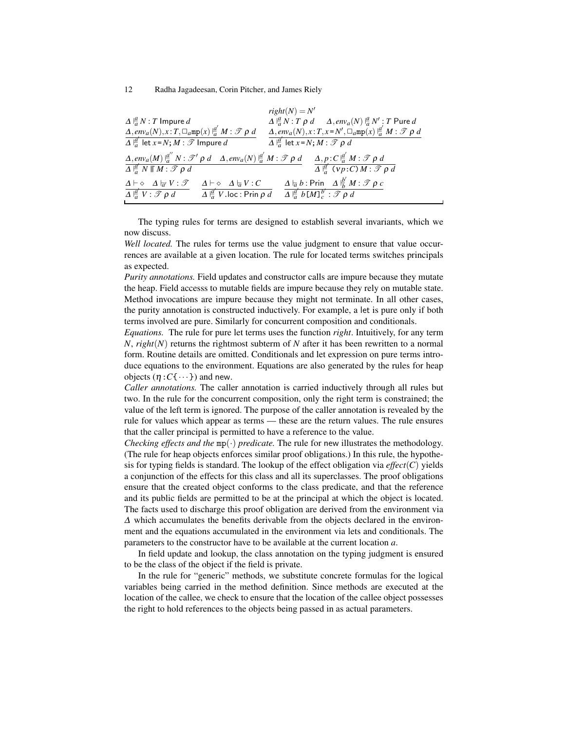$$\frac{\Delta \mathrel{|\!\!\!\frac{a}{a}} N : T \ \mathsf{Impure}\ d \qquad \Delta, env_a(N), x{:}T, \Box_a \mathtt{mp}(x) \mathrel{|\!\!\!\frac{a'}{a}} M : \mathscr{T}\ \rho\ d}{\Delta \mathrel{|\!\!\!\frac{a'}{a}} \mathsf{let}\ x{=}N; M : \mathscr{T}\ \mathsf{Impure}\ d}$$

$$\frac{right(N) = N' \qquad \Delta \mathrel{|\!\!\!\frac{a}{a}} N : T\ \rho\ d \qquad \Delta, env_a(N) \mathrel{|\!\!\!\frac{a}{a}} N' : T\ \mathsf{Pure}\ d \qquad \Delta, env_a(N), x{:}T, x{=}N', \Box_a \mathtt{mp}(x) \mathrel{|\!\!\!\frac{a'}{a}} M : \mathscr{T}\ \rho\ d}{\Delta \mathrel{|\!\!\!\frac{a'}{a}} \mathsf{let}\ x{=}N; M : \mathscr{T}\ \rho\ d}$$

$$\frac{\Delta, env_a(M) \mathrel{|\!\!\!\frac{a''}{a}} N : \mathscr{T}'\ \rho\ d \qquad \Delta, env_a(N) \mathrel{|\!\!\!\frac{a'}{a}} M : \mathscr{T}\ \rho\ d}{\Delta \mathrel{|\!\!\!\frac{a'}{a}} N \mathbin{\|} M : \mathscr{T}\ \rho\ d} \qquad \frac{\Delta, p{:}C \mathrel{|\!\!\!\frac{a'}{a}} M : \mathscr{T}\ \rho\ d}{\Delta \mathrel{|\!\!\!\frac{a'}{a}} (\nu p{:}C)\, M : \mathscr{T}\ \rho\ d}$$

$$\frac{\Delta \vdash \diamond \quad \Delta \mathrel{|\!\!\!\frac{}{a'}} V : \mathscr{T}}{\Delta \mathrel{|\!\!\!\frac{a'}{a}} V : \mathscr{T}\ \rho\ d} \qquad \frac{\Delta \vdash \diamond \quad \Delta \mathrel{|\!\!\!\frac{}{a}} V : C}{\Delta \mathrel{|\!\!\!\frac{a'}{a}} V.\mathsf{loc} : \mathsf{Prin}\ \rho\ d} \qquad \frac{\Delta \mathrel{|\!\!\!\frac{}{a}} b : \mathsf{Prin} \quad \Delta \mathrel{|\!\!\!\frac{b'}{b}} M : \mathscr{T}\ \rho\ c}{\Delta \mathrel{|\!\!\!\frac{a'}{a}} b[M]^{b'}_{c} : \mathscr{T}\ \rho\ d}$$

The typing rules for terms are designed to establish several invariants, which we now discuss.

*Well located.* The rules for terms use the value judgment to ensure that value occurrences are available at a given location. The rule for located terms switches principals as expected.

*Purity annotations.* Field updates and constructor calls are impure because they mutate the heap. Field accesss to mutable fields are impure because they rely on mutable state. Method invocations are impure because they might not terminate. In all other cases, the purity annotation is constructed inductively. For example, a let is pure only if both terms involved are pure. Similarly for concurrent composition and conditionals.

*Equations.* The rule for pure let terms uses the function *right*. Intuitively, for any term $N$, $right(N)$ returns the rightmost subterm of $N$ after it has been rewritten to a normal form. Routine details are omitted. Conditionals and let expression on pure terms introduce equations to the environment. Equations are also generated by the rules for heap objects ($\eta : C\{\cdots\}$) and new.

*Caller annotations.* The caller annotation is carried inductively through all rules but two. In the rule for the concurrent composition, only the right term is constrained; the value of the left term is ignored. The purpose of the caller annotation is revealed by the rule for values which appear as terms — these are the return values. The rule ensures that the caller principal is permitted to have a reference to the value.

*Checking effects and the* $\mathtt{mp}(\cdot)$ *predicate.* The rule for new illustrates the methodology. (The rule for heap objects enforces similar proof obligations.) In this rule, the hypothesis for typing fields is standard. The lookup of the effect obligation via $effect(C)$ yields a conjunction of the effects for this class and all its superclasses. The proof obligations ensure that the created object conforms to the class predicate, and that the reference and its public fields are permitted to be at the principal at which the object is located. The facts used to discharge this proof obligation are derived from the environment via $\Delta$ which accumulates the benefits derivable from the objects declared in the environment and the equations accumulated in the environment via lets and conditionals. The parameters to the constructor have to be available at the current location $a$.

In field update and lookup, the class annotation on the typing judgment is ensured to be the class of the object if the field is private.

In the rule for "generic" methods, we substitute concrete formulas for the logical variables being carried in the method definition. Since methods are executed at the location of the callee, we check to ensure that the location of the callee object possesses the right to hold references to the objects being passed in as actual parameters.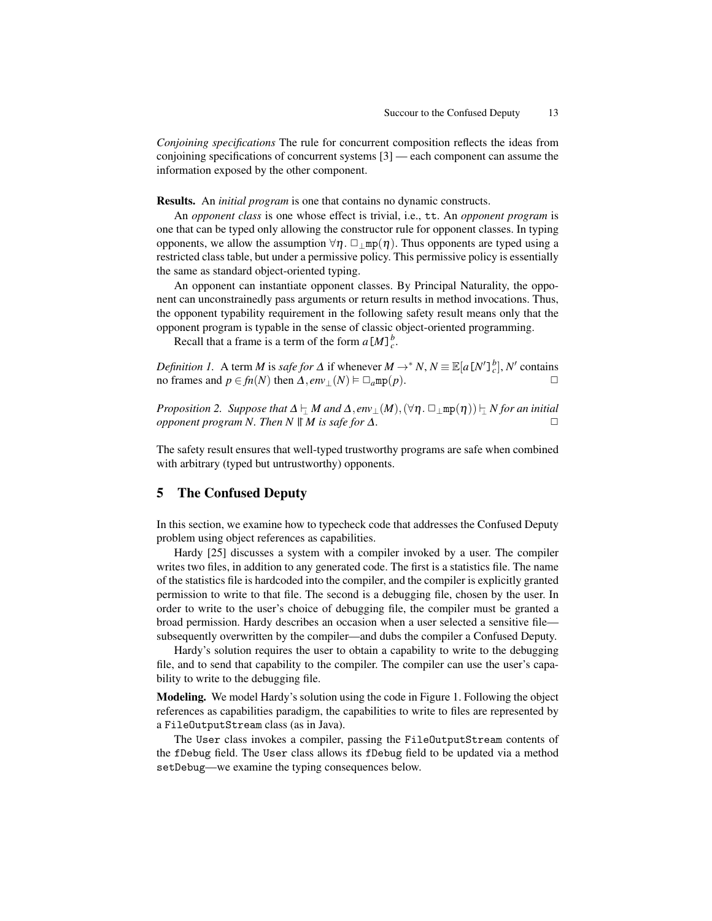*Conjoining specifications* The rule for concurrent composition reflects the ideas from conjoining specifications of concurrent systems [3] — each component can assume the information exposed by the other component.

**Results.** An *initial program* is one that contains no dynamic constructs.

An *opponent class* is one whose effect is trivial, i.e., `tt`. An *opponent program* is one that can be typed only allowing the constructor rule for opponent classes. In typing opponents, we allow the assumption $\forall \eta.\ \Box_{\bot}\mathtt{mp}(\eta)$. Thus opponents are typed using a restricted class table, but under a permissive policy. This permissive policy is essentially the same as standard object-oriented typing.

An opponent can instantiate opponent classes. By Principal Naturality, the opponent can unconstrainedly pass arguments or return results in method invocations. Thus, the opponent typability requirement in the following safety result means only that the opponent program is typable in the sense of classic object-oriented programming.

Recall that a frame is a term of the form $a\,[M]^{b}_{c}$.

*Definition 1.* A term $M$ is *safe for* $\Delta$ if whenever $M \to^{*} N$, $N \equiv \mathbb{E}[a\,[N']^{b}_{c}]$, $N'$ contains no frames and $p \in fn(N)$ then $\Delta, env_{\bot}(N) \vDash \Box_{a}\mathtt{mp}(p)$. □

*Proposition 2. Suppose that $\Delta \vdash_{\bot} M$ and $\Delta, env_{\bot}(M), (\forall \eta.\ \Box_{\bot}\mathtt{mp}(\eta)) \vdash_{\bot} N$ for an initial opponent program $N$. Then $N \parallel M$ is safe for $\Delta$.* □

The safety result ensures that well-typed trustworthy programs are safe when combined with arbitrary (typed but untrustworthy) opponents.

## 5 The Confused Deputy

In this section, we examine how to typecheck code that addresses the Confused Deputy problem using object references as capabilities.

Hardy [25] discusses a system with a compiler invoked by a user. The compiler writes two files, in addition to any generated code. The first is a statistics file. The name of the statistics file is hardcoded into the compiler, and the compiler is explicitly granted permission to write to that file. The second is a debugging file, chosen by the user. In order to write to the user's choice of debugging file, the compiler must be granted a broad permission. Hardy describes an occasion when a user selected a sensitive file—subsequently overwritten by the compiler—and dubs the compiler a Confused Deputy.

Hardy's solution requires the user to obtain a capability to write to the debugging file, and to send that capability to the compiler. The compiler can use the user's capability to write to the debugging file.

**Modeling.** We model Hardy's solution using the code in Figure 1. Following the object references as capabilities paradigm, the capabilities to write to files are represented by a `FileOutputStream` class (as in Java).

The `User` class invokes a compiler, passing the `FileOutputStream` contents of the `fDebug` field. The `User` class allows its `fDebug` field to be updated via a method `setDebug`—we examine the typing consequences below.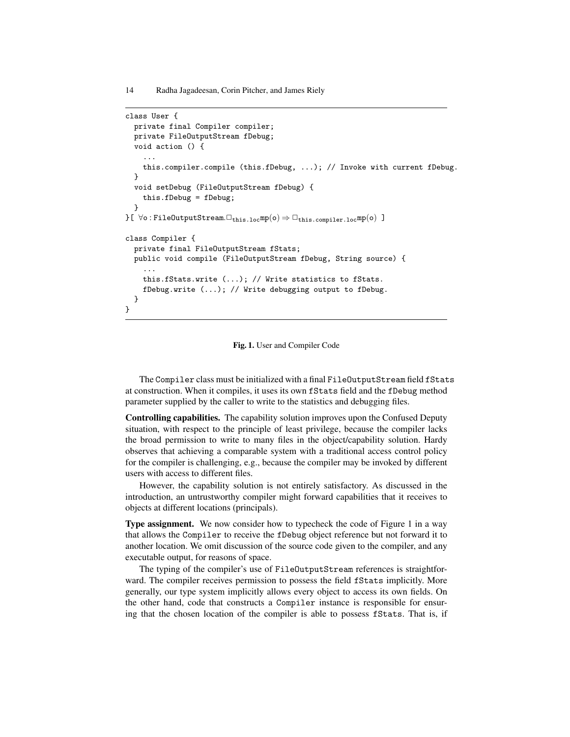```
class User {
  private final Compiler compiler;
  private FileOutputStream fDebug;
  void action () {
    ...
    this.compiler.compile (this.fDebug, ...); // Invoke with current fDebug.
  }
  void setDebug (FileOutputStream fDebug) {
    this.fDebug = fDebug;
  }
}[ ∀o : FileOutputStream.□this.loc mp(o) ⇒ □this.compiler.loc mp(o) ]

class Compiler {
  private final FileOutputStream fStats;
  public void compile (FileOutputStream fDebug, String source) {
    ...
    this.fStats.write (...); // Write statistics to fStats.
    fDebug.write (...); // Write debugging output to fDebug.
  }
}
```

**Fig. 1.** User and Compiler Code

The Compiler class must be initialized with a final FileOutputStream field fStats at construction. When it compiles, it uses its own fStats field and the fDebug method parameter supplied by the caller to write to the statistics and debugging files.

**Controlling capabilities.** The capability solution improves upon the Confused Deputy situation, with respect to the principle of least privilege, because the compiler lacks the broad permission to write to many files in the object/capability solution. Hardy observes that achieving a comparable system with a traditional access control policy for the compiler is challenging, e.g., because the compiler may be invoked by different users with access to different files.

However, the capability solution is not entirely satisfactory. As discussed in the introduction, an untrustworthy compiler might forward capabilities that it receives to objects at different locations (principals).

**Type assignment.** We now consider how to typecheck the code of Figure 1 in a way that allows the Compiler to receive the fDebug object reference but not forward it to another location. We omit discussion of the source code given to the compiler, and any executable output, for reasons of space.

The typing of the compiler's use of FileOutputStream references is straightforward. The compiler receives permission to possess the field fStats implicitly. More generally, our type system implicitly allows every object to access its own fields. On the other hand, code that constructs a Compiler instance is responsible for ensuring that the chosen location of the compiler is able to possess fStats. That is, if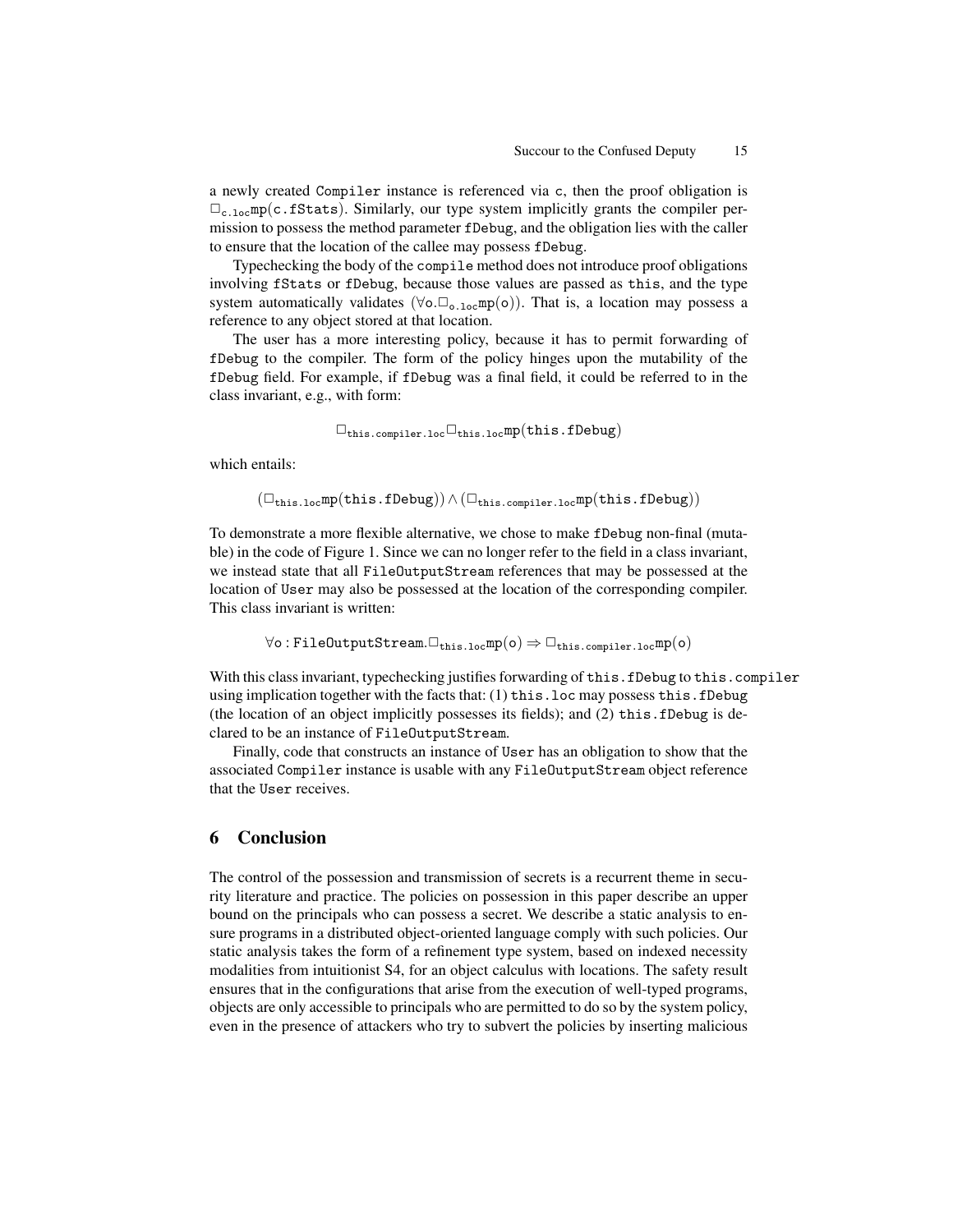a newly created Compiler instance is referenced via c, then the proof obligation is $\Box_{\texttt{c.loc}}\texttt{mp}(\texttt{c.fStats})$. Similarly, our type system implicitly grants the compiler permission to possess the method parameter fDebug, and the obligation lies with the caller to ensure that the location of the callee may possess fDebug.

Typechecking the body of the compile method does not introduce proof obligations involving fStats or fDebug, because those values are passed as this, and the type system automatically validates $(\forall \texttt{o}.\Box_{\texttt{o.loc}}\texttt{mp}(\texttt{o}))$. That is, a location may possess a reference to any object stored at that location.

The user has a more interesting policy, because it has to permit forwarding of fDebug to the compiler. The form of the policy hinges upon the mutability of the fDebug field. For example, if fDebug was a final field, it could be referred to in the class invariant, e.g., with form:

$$\Box_{\texttt{this.compiler.loc}}\Box_{\texttt{this.loc}}\texttt{mp}(\texttt{this.fDebug})$$

which entails:

$$(\Box_{\texttt{this.loc}}\texttt{mp}(\texttt{this.fDebug})) \wedge (\Box_{\texttt{this.compiler.loc}}\texttt{mp}(\texttt{this.fDebug}))$$

To demonstrate a more flexible alternative, we chose to make fDebug non-final (mutable) in the code of Figure 1. Since we can no longer refer to the field in a class invariant, we instead state that all FileOutputStream references that may be possessed at the location of User may also be possessed at the location of the corresponding compiler. This class invariant is written:

$$\forall \texttt{o} : \texttt{FileOutputStream}.\Box_{\texttt{this.loc}}\texttt{mp}(\texttt{o}) \Rightarrow \Box_{\texttt{this.compiler.loc}}\texttt{mp}(\texttt{o})$$

With this class invariant, typechecking justifies forwarding of this.fDebug to this.compiler using implication together with the facts that: (1) this.loc may possess this.fDebug (the location of an object implicitly possesses its fields); and (2) this.fDebug is declared to be an instance of FileOutputStream.

Finally, code that constructs an instance of User has an obligation to show that the associated Compiler instance is usable with any FileOutputStream object reference that the User receives.

## 6 Conclusion

The control of the possession and transmission of secrets is a recurrent theme in security literature and practice. The policies on possession in this paper describe an upper bound on the principals who can possess a secret. We describe a static analysis to ensure programs in a distributed object-oriented language comply with such policies. Our static analysis takes the form of a refinement type system, based on indexed necessity modalities from intuitionist S4, for an object calculus with locations. The safety result ensures that in the configurations that arise from the execution of well-typed programs, objects are only accessible to principals who are permitted to do so by the system policy, even in the presence of attackers who try to subvert the policies by inserting malicious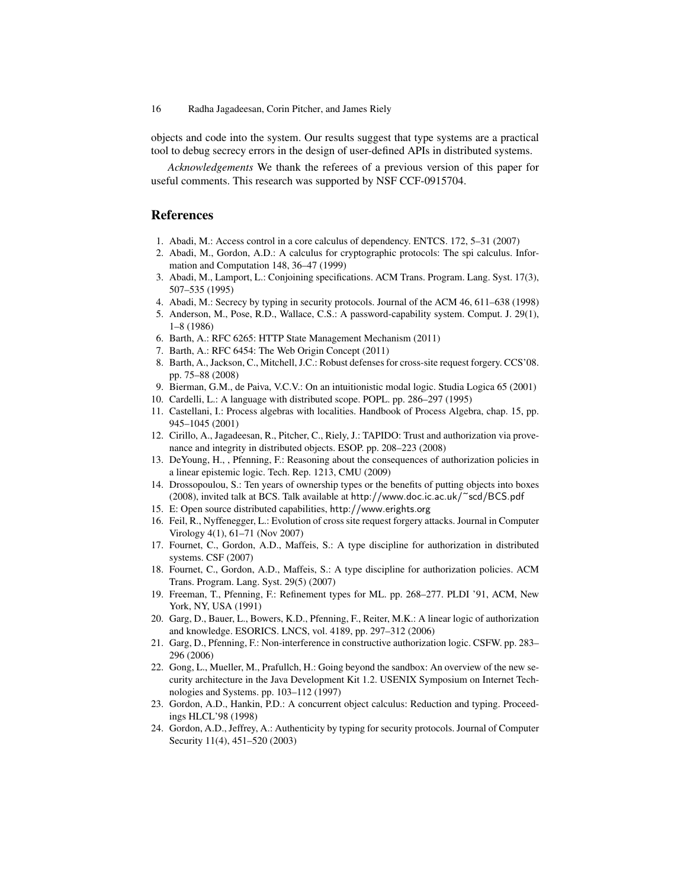objects and code into the system. Our results suggest that type systems are a practical tool to debug secrecy errors in the design of user-defined APIs in distributed systems.

*Acknowledgements* We thank the referees of a previous version of this paper for useful comments. This research was supported by NSF CCF-0915704.

## References

1. Abadi, M.: Access control in a core calculus of dependency. ENTCS. 172, 5–31 (2007)
2. Abadi, M., Gordon, A.D.: A calculus for cryptographic protocols: The spi calculus. Information and Computation 148, 36–47 (1999)
3. Abadi, M., Lamport, L.: Conjoining specifications. ACM Trans. Program. Lang. Syst. 17(3), 507–535 (1995)
4. Abadi, M.: Secrecy by typing in security protocols. Journal of the ACM 46, 611–638 (1998)
5. Anderson, M., Pose, R.D., Wallace, C.S.: A password-capability system. Comput. J. 29(1), 1–8 (1986)
6. Barth, A.: RFC 6265: HTTP State Management Mechanism (2011)
7. Barth, A.: RFC 6454: The Web Origin Concept (2011)
8. Barth, A., Jackson, C., Mitchell, J.C.: Robust defenses for cross-site request forgery. CCS'08. pp. 75–88 (2008)
9. Bierman, G.M., de Paiva, V.C.V.: On an intuitionistic modal logic. Studia Logica 65 (2001)
10. Cardelli, L.: A language with distributed scope. POPL. pp. 286–297 (1995)
11. Castellani, I.: Process algebras with localities. Handbook of Process Algebra, chap. 15, pp. 945–1045 (2001)
12. Cirillo, A., Jagadeesan, R., Pitcher, C., Riely, J.: TAPIDO: Trust and authorization via provenance and integrity in distributed objects. ESOP. pp. 208–223 (2008)
13. DeYoung, H., , Pfenning, F.: Reasoning about the consequences of authorization policies in a linear epistemic logic. Tech. Rep. 1213, CMU (2009)
14. Drossopoulou, S.: Ten years of ownership types or the benefits of putting objects into boxes (2008), invited talk at BCS. Talk available at http://www.doc.ic.ac.uk/~scd/BCS.pdf
15. E: Open source distributed capabilities, http://www.erights.org
16. Feil, R., Nyffenegger, L.: Evolution of cross site request forgery attacks. Journal in Computer Virology 4(1), 61–71 (Nov 2007)
17. Fournet, C., Gordon, A.D., Maffeis, S.: A type discipline for authorization in distributed systems. CSF (2007)
18. Fournet, C., Gordon, A.D., Maffeis, S.: A type discipline for authorization policies. ACM Trans. Program. Lang. Syst. 29(5) (2007)
19. Freeman, T., Pfenning, F.: Refinement types for ML. pp. 268–277. PLDI '91, ACM, New York, NY, USA (1991)
20. Garg, D., Bauer, L., Bowers, K.D., Pfenning, F., Reiter, M.K.: A linear logic of authorization and knowledge. ESORICS. LNCS, vol. 4189, pp. 297–312 (2006)
21. Garg, D., Pfenning, F.: Non-interference in constructive authorization logic. CSFW. pp. 283–296 (2006)
22. Gong, L., Mueller, M., Prafullch, H.: Going beyond the sandbox: An overview of the new security architecture in the Java Development Kit 1.2. USENIX Symposium on Internet Technologies and Systems. pp. 103–112 (1997)
23. Gordon, A.D., Hankin, P.D.: A concurrent object calculus: Reduction and typing. Proceedings HLCL'98 (1998)
24. Gordon, A.D., Jeffrey, A.: Authenticity by typing for security protocols. Journal of Computer Security 11(4), 451–520 (2003)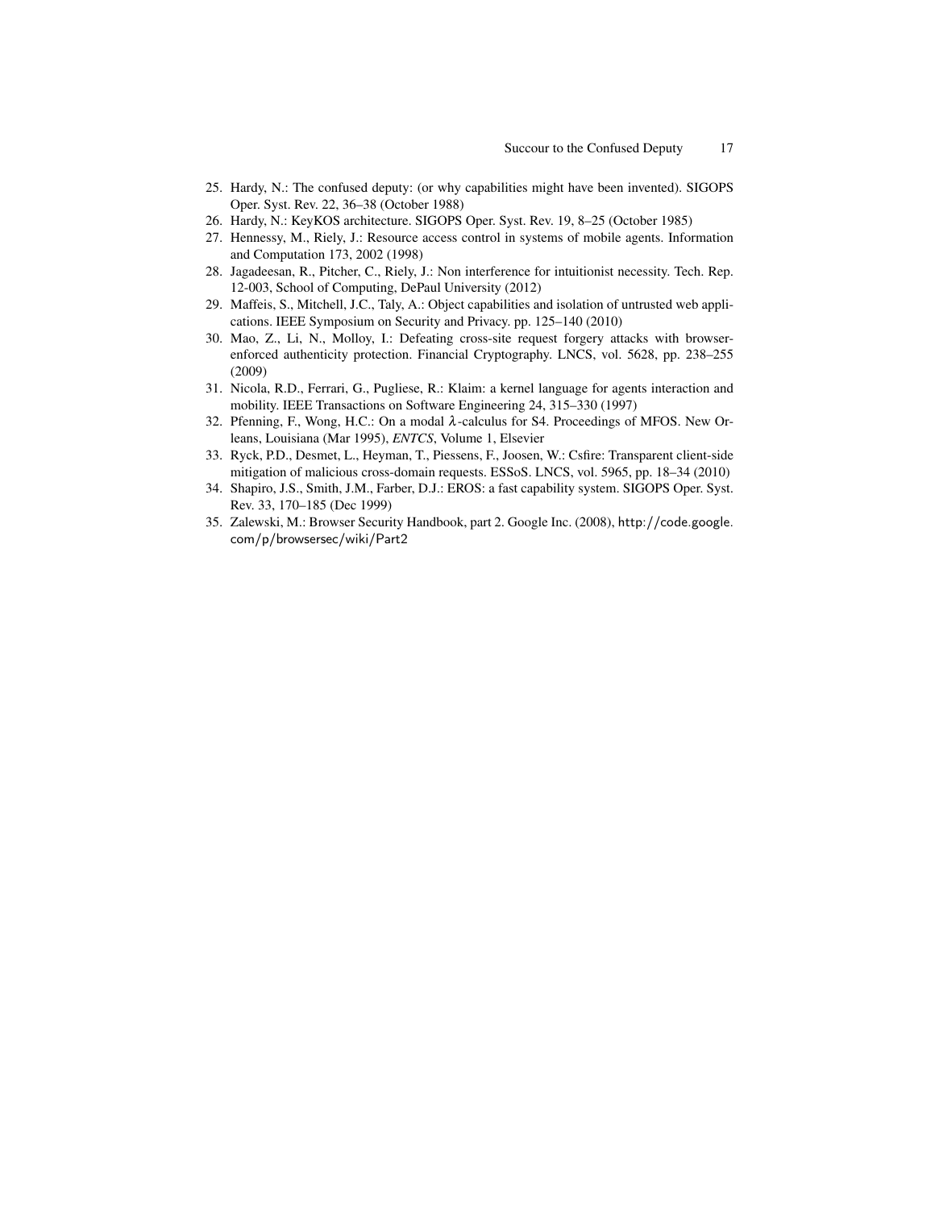25. Hardy, N.: The confused deputy: (or why capabilities might have been invented). SIGOPS Oper. Syst. Rev. 22, 36–38 (October 1988)
26. Hardy, N.: KeyKOS architecture. SIGOPS Oper. Syst. Rev. 19, 8–25 (October 1985)
27. Hennessy, M., Riely, J.: Resource access control in systems of mobile agents. Information and Computation 173, 2002 (1998)
28. Jagadeesan, R., Pitcher, C., Riely, J.: Non interference for intuitionist necessity. Tech. Rep. 12-003, School of Computing, DePaul University (2012)
29. Maffeis, S., Mitchell, J.C., Taly, A.: Object capabilities and isolation of untrusted web applications. IEEE Symposium on Security and Privacy. pp. 125–140 (2010)
30. Mao, Z., Li, N., Molloy, I.: Defeating cross-site request forgery attacks with browser-enforced authenticity protection. Financial Cryptography. LNCS, vol. 5628, pp. 238–255 (2009)
31. Nicola, R.D., Ferrari, G., Pugliese, R.: Klaim: a kernel language for agents interaction and mobility. IEEE Transactions on Software Engineering 24, 315–330 (1997)
32. Pfenning, F., Wong, H.C.: On a modal $\lambda$-calculus for S4. Proceedings of MFOS. New Orleans, Louisiana (Mar 1995), *ENTCS*, Volume 1, Elsevier
33. Ryck, P.D., Desmet, L., Heyman, T., Piessens, F., Joosen, W.: Csfire: Transparent client-side mitigation of malicious cross-domain requests. ESSoS. LNCS, vol. 5965, pp. 18–34 (2010)
34. Shapiro, J.S., Smith, J.M., Farber, D.J.: EROS: a fast capability system. SIGOPS Oper. Syst. Rev. 33, 170–185 (Dec 1999)
35. Zalewski, M.: Browser Security Handbook, part 2. Google Inc. (2008), http://code.google.com/p/browsersec/wiki/Part2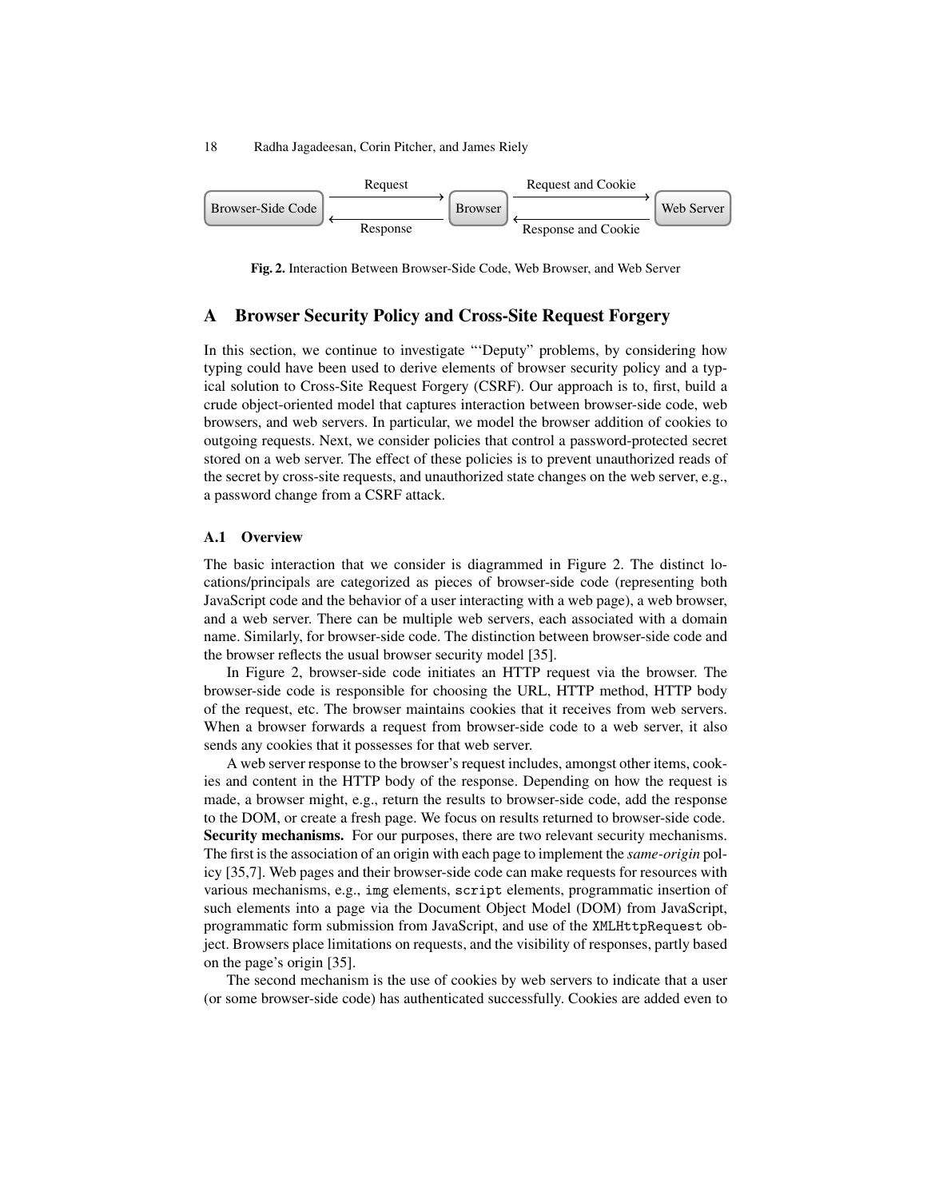Browser-Side Code —Request→ Browser —Request and Cookie→ Web Server

Browser-Side Code ←Response— Browser ←Response and Cookie— Web Server

**Fig. 2.** Interaction Between Browser-Side Code, Web Browser, and Web Server

# A Browser Security Policy and Cross-Site Request Forgery

In this section, we continue to investigate "'Deputy" problems, by considering how typing could have been used to derive elements of browser security policy and a typical solution to Cross-Site Request Forgery (CSRF). Our approach is to, first, build a crude object-oriented model that captures interaction between browser-side code, web browsers, and web servers. In particular, we model the browser addition of cookies to outgoing requests. Next, we consider policies that control a password-protected secret stored on a web server. The effect of these policies is to prevent unauthorized reads of the secret by cross-site requests, and unauthorized state changes on the web server, e.g., a password change from a CSRF attack.

## A.1 Overview

The basic interaction that we consider is diagrammed in Figure 2. The distinct locations/principals are categorized as pieces of browser-side code (representing both JavaScript code and the behavior of a user interacting with a web page), a web browser, and a web server. There can be multiple web servers, each associated with a domain name. Similarly, for browser-side code. The distinction between browser-side code and the browser reflects the usual browser security model [35].

In Figure 2, browser-side code initiates an HTTP request via the browser. The browser-side code is responsible for choosing the URL, HTTP method, HTTP body of the request, etc. The browser maintains cookies that it receives from web servers. When a browser forwards a request from browser-side code to a web server, it also sends any cookies that it possesses for that web server.

A web server response to the browser's request includes, amongst other items, cookies and content in the HTTP body of the response. Depending on how the request is made, a browser might, e.g., return the results to browser-side code, add the response to the DOM, or create a fresh page. We focus on results returned to browser-side code.

**Security mechanisms.** For our purposes, there are two relevant security mechanisms. The first is the association of an origin with each page to implement the *same-origin* policy [35,7]. Web pages and their browser-side code can make requests for resources with various mechanisms, e.g., `img` elements, `script` elements, programmatic insertion of such elements into a page via the Document Object Model (DOM) from JavaScript, programmatic form submission from JavaScript, and use of the `XMLHttpRequest` object. Browsers place limitations on requests, and the visibility of responses, partly based on the page's origin [35].

The second mechanism is the use of cookies by web servers to indicate that a user (or some browser-side code) has authenticated successfully. Cookies are added even to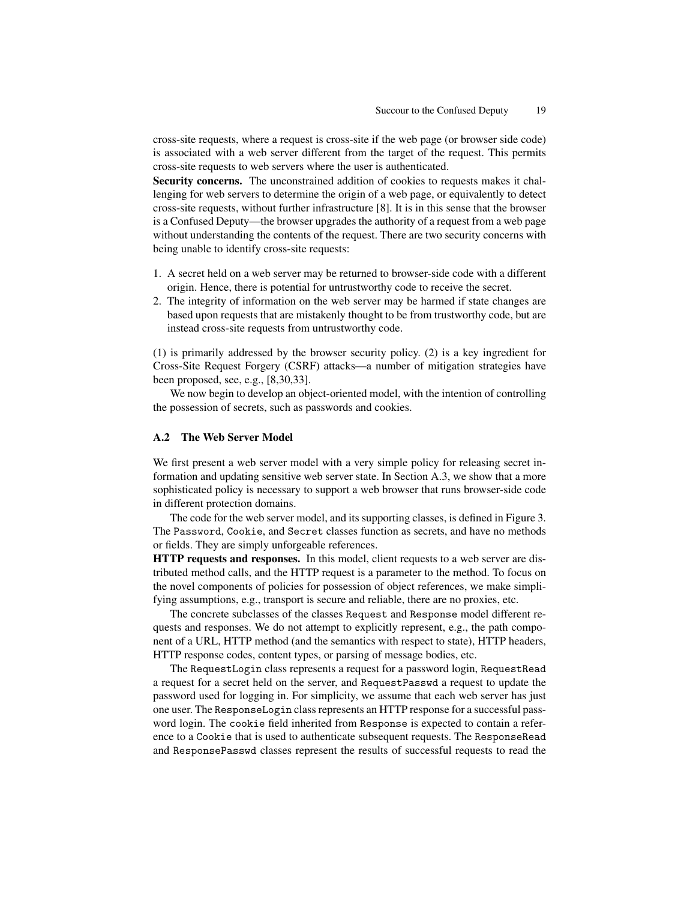cross-site requests, where a request is cross-site if the web page (or browser side code) is associated with a web server different from the target of the request. This permits cross-site requests to web servers where the user is authenticated.

**Security concerns.** The unconstrained addition of cookies to requests makes it challenging for web servers to determine the origin of a web page, or equivalently to detect cross-site requests, without further infrastructure [8]. It is in this sense that the browser is a Confused Deputy—the browser upgrades the authority of a request from a web page without understanding the contents of the request. There are two security concerns with being unable to identify cross-site requests:

1. A secret held on a web server may be returned to browser-side code with a different origin. Hence, there is potential for untrustworthy code to receive the secret.
2. The integrity of information on the web server may be harmed if state changes are based upon requests that are mistakenly thought to be from trustworthy code, but are instead cross-site requests from untrustworthy code.

(1) is primarily addressed by the browser security policy. (2) is a key ingredient for Cross-Site Request Forgery (CSRF) attacks—a number of mitigation strategies have been proposed, see, e.g., [8,30,33].

We now begin to develop an object-oriented model, with the intention of controlling the possession of secrets, such as passwords and cookies.

### A.2 The Web Server Model

We first present a web server model with a very simple policy for releasing secret information and updating sensitive web server state. In Section A.3, we show that a more sophisticated policy is necessary to support a web browser that runs browser-side code in different protection domains.

The code for the web server model, and its supporting classes, is defined in Figure 3. The `Password`, `Cookie`, and `Secret` classes function as secrets, and have no methods or fields. They are simply unforgeable references.

**HTTP requests and responses.** In this model, client requests to a web server are distributed method calls, and the HTTP request is a parameter to the method. To focus on the novel components of policies for possession of object references, we make simplifying assumptions, e.g., transport is secure and reliable, there are no proxies, etc.

The concrete subclasses of the classes `Request` and `Response` model different requests and responses. We do not attempt to explicitly represent, e.g., the path component of a URL, HTTP method (and the semantics with respect to state), HTTP headers, HTTP response codes, content types, or parsing of message bodies, etc.

The `RequestLogin` class represents a request for a password login, `RequestRead` a request for a secret held on the server, and `RequestPasswd` a request to update the password used for logging in. For simplicity, we assume that each web server has just one user. The `ResponseLogin` class represents an HTTP response for a successful password login. The `cookie` field inherited from `Response` is expected to contain a reference to a `Cookie` that is used to authenticate subsequent requests. The `ResponseRead` and `ResponsePasswd` classes represent the results of successful requests to read the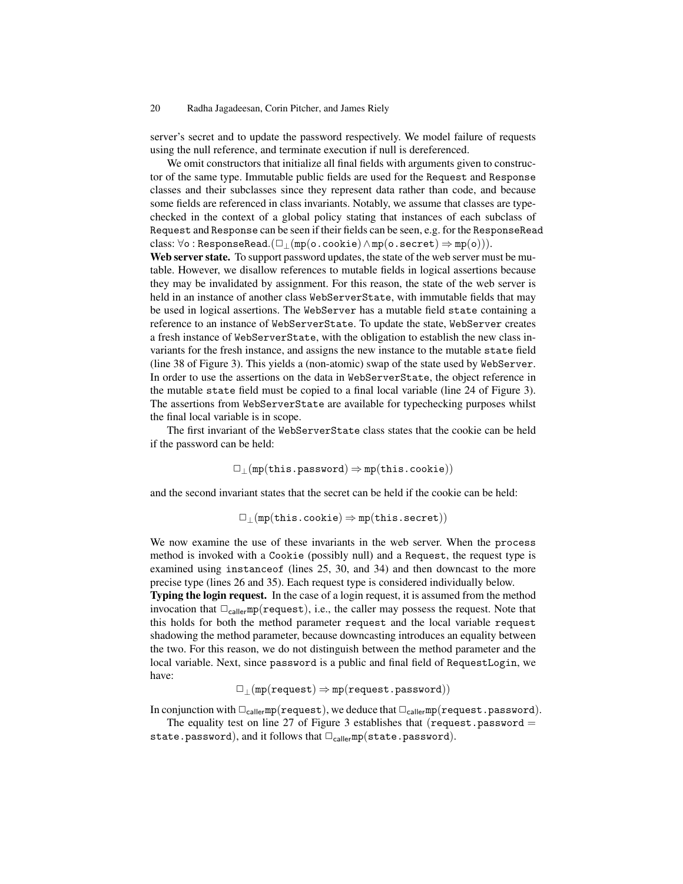server's secret and to update the password respectively. We model failure of requests using the null reference, and terminate execution if null is dereferenced.

We omit constructors that initialize all final fields with arguments given to constructor of the same type. Immutable public fields are used for the `Request` and `Response` classes and their subclasses since they represent data rather than code, and because some fields are referenced in class invariants. Notably, we assume that classes are typechecked in the context of a global policy stating that instances of each subclass of `Request` and `Response` can be seen if their fields can be seen, e.g. for the `ResponseRead` class: $\forall \mathtt{o} : \mathtt{ResponseRead}.(\Box_\bot(\mathtt{mp}(\mathtt{o.cookie}) \wedge \mathtt{mp}(\mathtt{o.secret}) \Rightarrow \mathtt{mp}(\mathtt{o})))$.

**Web server state.** To support password updates, the state of the web server must be mutable. However, we disallow references to mutable fields in logical assertions because they may be invalidated by assignment. For this reason, the state of the web server is held in an instance of another class `WebServerState`, with immutable fields that may be used in logical assertions. The `WebServer` has a mutable field `state` containing a reference to an instance of `WebServerState`. To update the state, `WebServer` creates a fresh instance of `WebServerState`, with the obligation to establish the new class invariants for the fresh instance, and assigns the new instance to the mutable `state` field (line 38 of Figure 3). This yields a (non-atomic) swap of the state used by `WebServer`. In order to use the assertions on the data in `WebServerState`, the object reference in the mutable `state` field must be copied to a final local variable (line 24 of Figure 3). The assertions from `WebServerState` are available for typechecking purposes whilst the final local variable is in scope.

The first invariant of the `WebServerState` class states that the cookie can be held if the password can be held:

$$\Box_\bot(\mathtt{mp}(\mathtt{this.password}) \Rightarrow \mathtt{mp}(\mathtt{this.cookie}))$$

and the second invariant states that the secret can be held if the cookie can be held:

$$\Box_\bot(\mathtt{mp}(\mathtt{this.cookie}) \Rightarrow \mathtt{mp}(\mathtt{this.secret}))$$

We now examine the use of these invariants in the web server. When the `process` method is invoked with a `Cookie` (possibly null) and a `Request`, the request type is examined using `instanceof` (lines 25, 30, and 34) and then downcast to the more precise type (lines 26 and 35). Each request type is considered individually below.

**Typing the login request.** In the case of a login request, it is assumed from the method invocation that $\Box_{\mathsf{caller}}\mathtt{mp}(\mathtt{request})$, i.e., the caller may possess the request. Note that this holds for both the method parameter `request` and the local variable `request` shadowing the method parameter, because downcasting introduces an equality between the two. For this reason, we do not distinguish between the method parameter and the local variable. Next, since `password` is a public and final field of `RequestLogin`, we have:

$$\Box_\bot(\mathtt{mp}(\mathtt{request}) \Rightarrow \mathtt{mp}(\mathtt{request.password}))$$

In conjunction with $\Box_{\mathsf{caller}}\mathtt{mp}(\mathtt{request})$, we deduce that $\Box_{\mathsf{caller}}\mathtt{mp}(\mathtt{request.password})$.

The equality test on line 27 of Figure 3 establishes that $(\mathtt{request.password} = \mathtt{state.password})$, and it follows that $\Box_{\mathsf{caller}}\mathtt{mp}(\mathtt{state.password})$.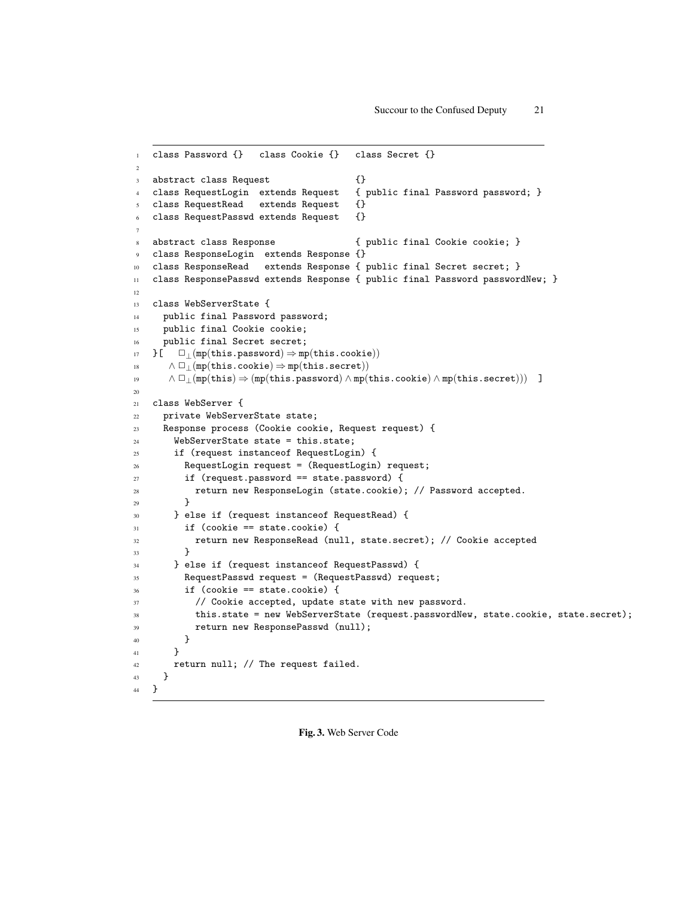```
class Password {}   class Cookie {}   class Secret {}

abstract class Request                {}
class RequestLogin  extends Request   { public final Password password; }
class RequestRead   extends Request   {}
class RequestPasswd extends Request   {}

abstract class Response               { public final Cookie cookie; }
class ResponseLogin  extends Response {}
class ResponseRead   extends Response { public final Secret secret; }
class ResponsePasswd extends Response { public final Password passwordNew; }

class WebServerState {
  public final Password password;
  public final Cookie cookie;
  public final Secret secret;
}[   □⊥(mp(this.password) ⇒ mp(this.cookie))
   ∧ □⊥(mp(this.cookie) ⇒ mp(this.secret))
   ∧ □⊥(mp(this) ⇒ (mp(this.password) ∧ mp(this.cookie) ∧ mp(this.secret)))  ]

class WebServer {
  private WebServerState state;
  Response process (Cookie cookie, Request request) {
    WebServerState state = this.state;
    if (request instanceof RequestLogin) {
      RequestLogin request = (RequestLogin) request;
      if (request.password == state.password) {
        return new ResponseLogin (state.cookie); // Password accepted.
      }
    } else if (request instanceof RequestRead) {
      if (cookie == state.cookie) {
        return new ResponseRead (null, state.secret); // Cookie accepted
      }
    } else if (request instanceof RequestPasswd) {
      RequestPasswd request = (RequestPasswd) request;
      if (cookie == state.cookie) {
        // Cookie accepted, update state with new password.
        this.state = new WebServerState (request.passwordNew, state.cookie, state.secret);
        return new ResponsePasswd (null);
      }
    }
    return null; // The request failed.
  }
}
```

**Fig. 3.** Web Server Code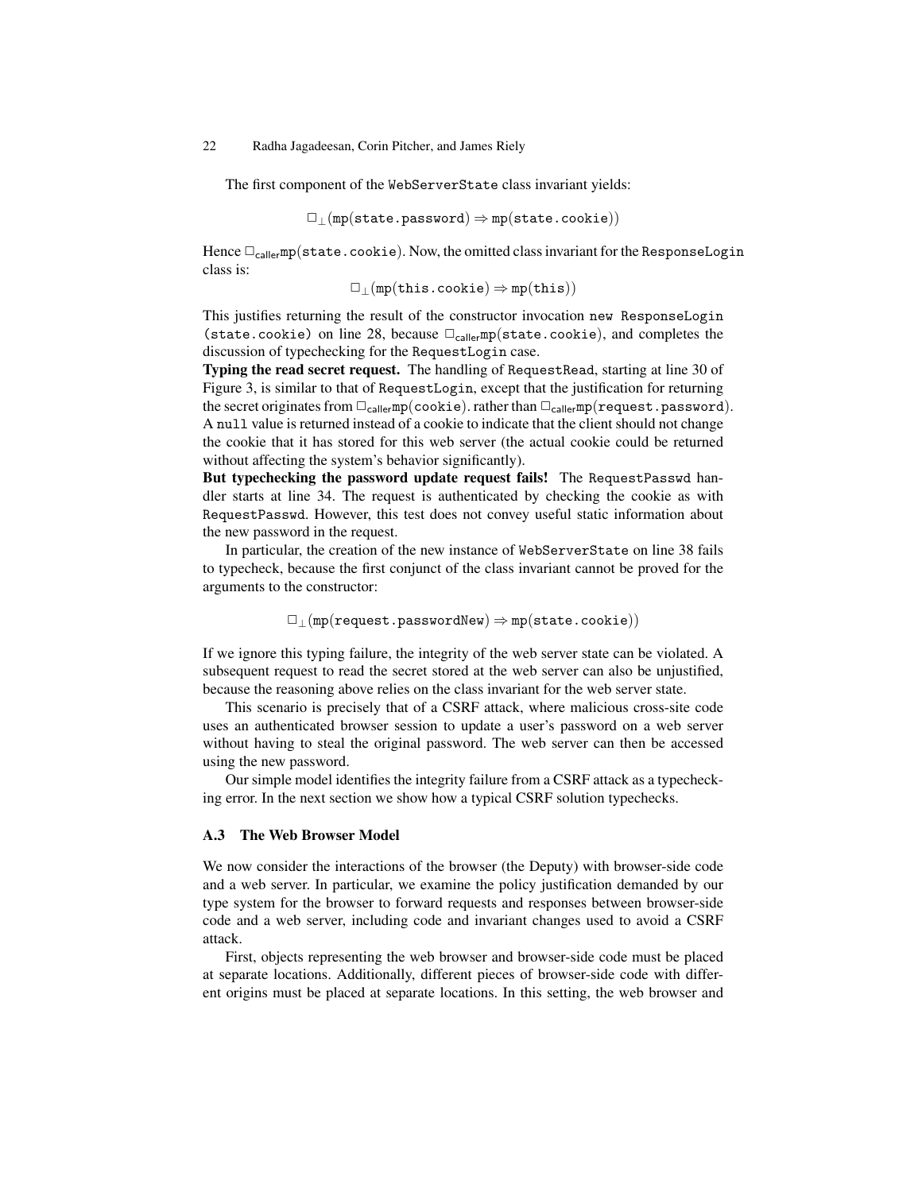The first component of the WebServerState class invariant yields:

$$\Box_{\bot}(\mathtt{mp}(\mathtt{state.password}) \Rightarrow \mathtt{mp}(\mathtt{state.cookie}))$$

Hence $\Box_{\mathsf{caller}}\mathtt{mp}(\mathtt{state.cookie})$. Now, the omitted class invariant for the ResponseLogin class is:

$$\Box_{\bot}(\mathtt{mp}(\mathtt{this.cookie}) \Rightarrow \mathtt{mp}(\mathtt{this}))$$

This justifies returning the result of the constructor invocation new ResponseLogin (state.cookie) on line 28, because $\Box_{\mathsf{caller}}\mathtt{mp}(\mathtt{state.cookie})$, and completes the discussion of typechecking for the RequestLogin case.

**Typing the read secret request.** The handling of RequestRead, starting at line 30 of Figure 3, is similar to that of RequestLogin, except that the justification for returning the secret originates from $\Box_{\mathsf{caller}}\mathtt{mp}(\mathtt{cookie})$. rather than $\Box_{\mathsf{caller}}\mathtt{mp}(\mathtt{request.password})$. A null value is returned instead of a cookie to indicate that the client should not change the cookie that it has stored for this web server (the actual cookie could be returned without affecting the system's behavior significantly).

**But typechecking the password update request fails!** The RequestPasswd handler starts at line 34. The request is authenticated by checking the cookie as with RequestPasswd. However, this test does not convey useful static information about the new password in the request.

In particular, the creation of the new instance of WebServerState on line 38 fails to typecheck, because the first conjunct of the class invariant cannot be proved for the arguments to the constructor:

$$\Box_{\bot}(\mathtt{mp}(\mathtt{request.passwordNew}) \Rightarrow \mathtt{mp}(\mathtt{state.cookie}))$$

If we ignore this typing failure, the integrity of the web server state can be violated. A subsequent request to read the secret stored at the web server can also be unjustified, because the reasoning above relies on the class invariant for the web server state.

This scenario is precisely that of a CSRF attack, where malicious cross-site code uses an authenticated browser session to update a user's password on a web server without having to steal the original password. The web server can then be accessed using the new password.

Our simple model identifies the integrity failure from a CSRF attack as a typechecking error. In the next section we show how a typical CSRF solution typechecks.

### A.3 The Web Browser Model

We now consider the interactions of the browser (the Deputy) with browser-side code and a web server. In particular, we examine the policy justification demanded by our type system for the browser to forward requests and responses between browser-side code and a web server, including code and invariant changes used to avoid a CSRF attack.

First, objects representing the web browser and browser-side code must be placed at separate locations. Additionally, different pieces of browser-side code with different origins must be placed at separate locations. In this setting, the web browser and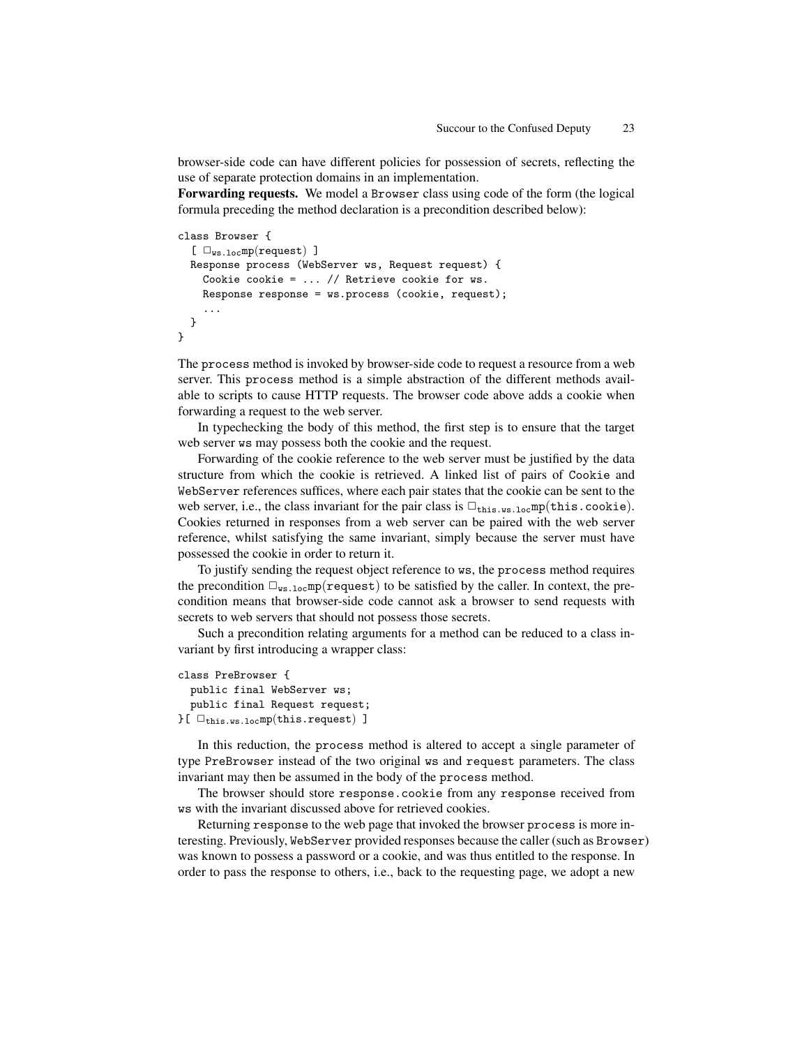browser-side code can have different policies for possession of secrets, reflecting the use of separate protection domains in an implementation.

**Forwarding requests.** We model a Browser class using code of the form (the logical formula preceding the method declaration is a precondition described below):

```
class Browser {
  [ □ws.loc mp(request) ]
  Response process (WebServer ws, Request request) {
    Cookie cookie = ... // Retrieve cookie for ws.
    Response response = ws.process (cookie, request);
    ...
  }
}
```

The process method is invoked by browser-side code to request a resource from a web server. This process method is a simple abstraction of the different methods available to scripts to cause HTTP requests. The browser code above adds a cookie when forwarding a request to the web server.

In typechecking the body of this method, the first step is to ensure that the target web server ws may possess both the cookie and the request.

Forwarding of the cookie reference to the web server must be justified by the data structure from which the cookie is retrieved. A linked list of pairs of Cookie and WebServer references suffices, where each pair states that the cookie can be sent to the web server, i.e., the class invariant for the pair class is $\Box_{\mathtt{this.ws.loc}}\mathrm{mp}(\mathtt{this.cookie})$. Cookies returned in responses from a web server can be paired with the web server reference, whilst satisfying the same invariant, simply because the server must have possessed the cookie in order to return it.

To justify sending the request object reference to ws, the process method requires the precondition $\Box_{\mathtt{ws.loc}}\mathrm{mp}(\mathtt{request})$ to be satisfied by the caller. In context, the precondition means that browser-side code cannot ask a browser to send requests with secrets to web servers that should not possess those secrets.

Such a precondition relating arguments for a method can be reduced to a class invariant by first introducing a wrapper class:

```
class PreBrowser {
  public final WebServer ws;
  public final Request request;
}[ □this.ws.loc mp(this.request) ]
```

In this reduction, the process method is altered to accept a single parameter of type PreBrowser instead of the two original ws and request parameters. The class invariant may then be assumed in the body of the process method.

The browser should store response.cookie from any response received from ws with the invariant discussed above for retrieved cookies.

Returning response to the web page that invoked the browser process is more interesting. Previously, WebServer provided responses because the caller (such as Browser) was known to possess a password or a cookie, and was thus entitled to the response. In order to pass the response to others, i.e., back to the requesting page, we adopt a new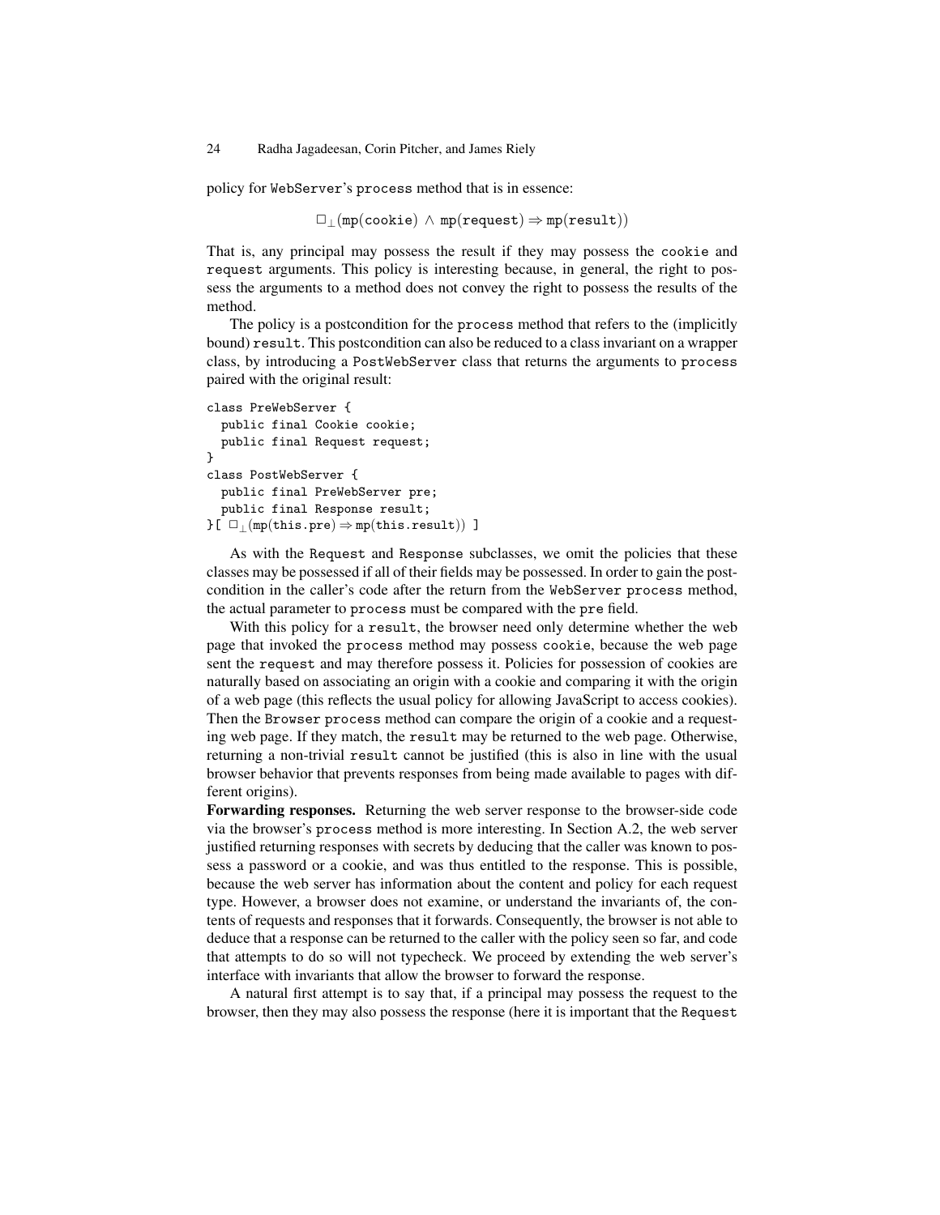policy for WebServer's process method that is in essence:

$$\Box_{\bot}(\texttt{mp}(\texttt{cookie}) \wedge \texttt{mp}(\texttt{request}) \Rightarrow \texttt{mp}(\texttt{result}))$$

That is, any principal may possess the result if they may possess the cookie and request arguments. This policy is interesting because, in general, the right to possess the arguments to a method does not convey the right to possess the results of the method.

The policy is a postcondition for the process method that refers to the (implicitly bound) result. This postcondition can also be reduced to a class invariant on a wrapper class, by introducing a PostWebServer class that returns the arguments to process paired with the original result:

```
class PreWebServer {
  public final Cookie cookie;
  public final Request request;
}
class PostWebServer {
  public final PreWebServer pre;
  public final Response result;
}[ □⊥(mp(this.pre) ⇒ mp(this.result)) ]
```

As with the Request and Response subclasses, we omit the policies that these classes may be possessed if all of their fields may be possessed. In order to gain the postcondition in the caller's code after the return from the WebServer process method, the actual parameter to process must be compared with the pre field.

With this policy for a result, the browser need only determine whether the web page that invoked the process method may possess cookie, because the web page sent the request and may therefore possess it. Policies for possession of cookies are naturally based on associating an origin with a cookie and comparing it with the origin of a web page (this reflects the usual policy for allowing JavaScript to access cookies). Then the Browser process method can compare the origin of a cookie and a requesting web page. If they match, the result may be returned to the web page. Otherwise, returning a non-trivial result cannot be justified (this is also in line with the usual browser behavior that prevents responses from being made available to pages with different origins).

**Forwarding responses.** Returning the web server response to the browser-side code via the browser's process method is more interesting. In Section A.2, the web server justified returning responses with secrets by deducing that the caller was known to possess a password or a cookie, and was thus entitled to the response. This is possible, because the web server has information about the content and policy for each request type. However, a browser does not examine, or understand the invariants of, the contents of requests and responses that it forwards. Consequently, the browser is not able to deduce that a response can be returned to the caller with the policy seen so far, and code that attempts to do so will not typecheck. We proceed by extending the web server's interface with invariants that allow the browser to forward the response.

A natural first attempt is to say that, if a principal may possess the request to the browser, then they may also possess the response (here it is important that the Request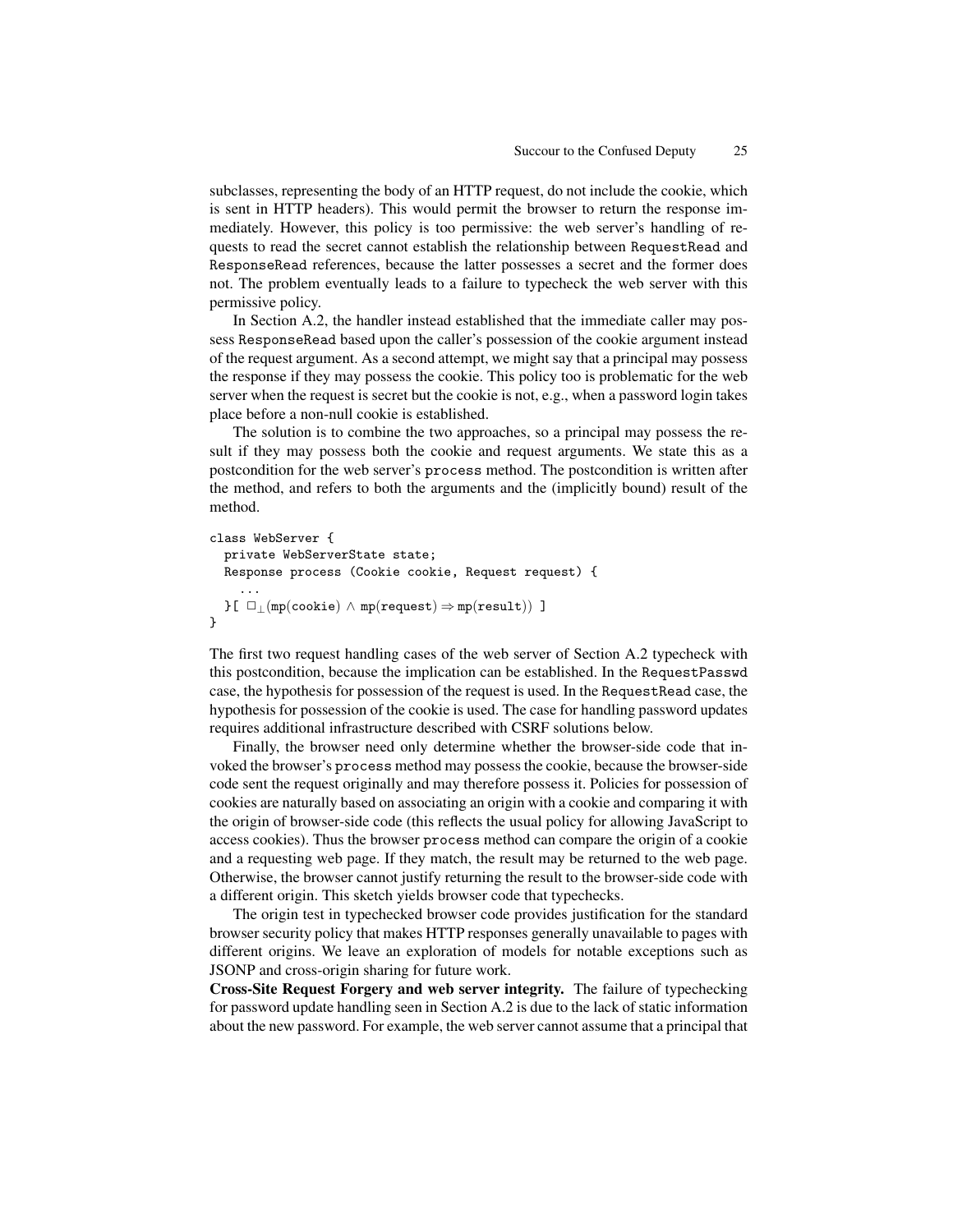subclasses, representing the body of an HTTP request, do not include the cookie, which is sent in HTTP headers). This would permit the browser to return the response immediately. However, this policy is too permissive: the web server's handling of requests to read the secret cannot establish the relationship between RequestRead and ResponseRead references, because the latter possesses a secret and the former does not. The problem eventually leads to a failure to typecheck the web server with this permissive policy.

In Section A.2, the handler instead established that the immediate caller may possess ResponseRead based upon the caller's possession of the cookie argument instead of the request argument. As a second attempt, we might say that a principal may possess the response if they may possess the cookie. This policy too is problematic for the web server when the request is secret but the cookie is not, e.g., when a password login takes place before a non-null cookie is established.

The solution is to combine the two approaches, so a principal may possess the result if they may possess both the cookie and request arguments. We state this as a postcondition for the web server's process method. The postcondition is written after the method, and refers to both the arguments and the (implicitly bound) result of the method.

```
class WebServer {
  private WebServerState state;
  Response process (Cookie cookie, Request request) {
    ...
  }[ □⊥(mp(cookie) ∧ mp(request) ⇒ mp(result)) ]
}
```

The first two request handling cases of the web server of Section A.2 typecheck with this postcondition, because the implication can be established. In the RequestPasswd case, the hypothesis for possession of the request is used. In the RequestRead case, the hypothesis for possession of the cookie is used. The case for handling password updates requires additional infrastructure described with CSRF solutions below.

Finally, the browser need only determine whether the browser-side code that invoked the browser's process method may possess the cookie, because the browser-side code sent the request originally and may therefore possess it. Policies for possession of cookies are naturally based on associating an origin with a cookie and comparing it with the origin of browser-side code (this reflects the usual policy for allowing JavaScript to access cookies). Thus the browser process method can compare the origin of a cookie and a requesting web page. If they match, the result may be returned to the web page. Otherwise, the browser cannot justify returning the result to the browser-side code with a different origin. This sketch yields browser code that typechecks.

The origin test in typechecked browser code provides justification for the standard browser security policy that makes HTTP responses generally unavailable to pages with different origins. We leave an exploration of models for notable exceptions such as JSONP and cross-origin sharing for future work.

**Cross-Site Request Forgery and web server integrity.** The failure of typechecking for password update handling seen in Section A.2 is due to the lack of static information about the new password. For example, the web server cannot assume that a principal that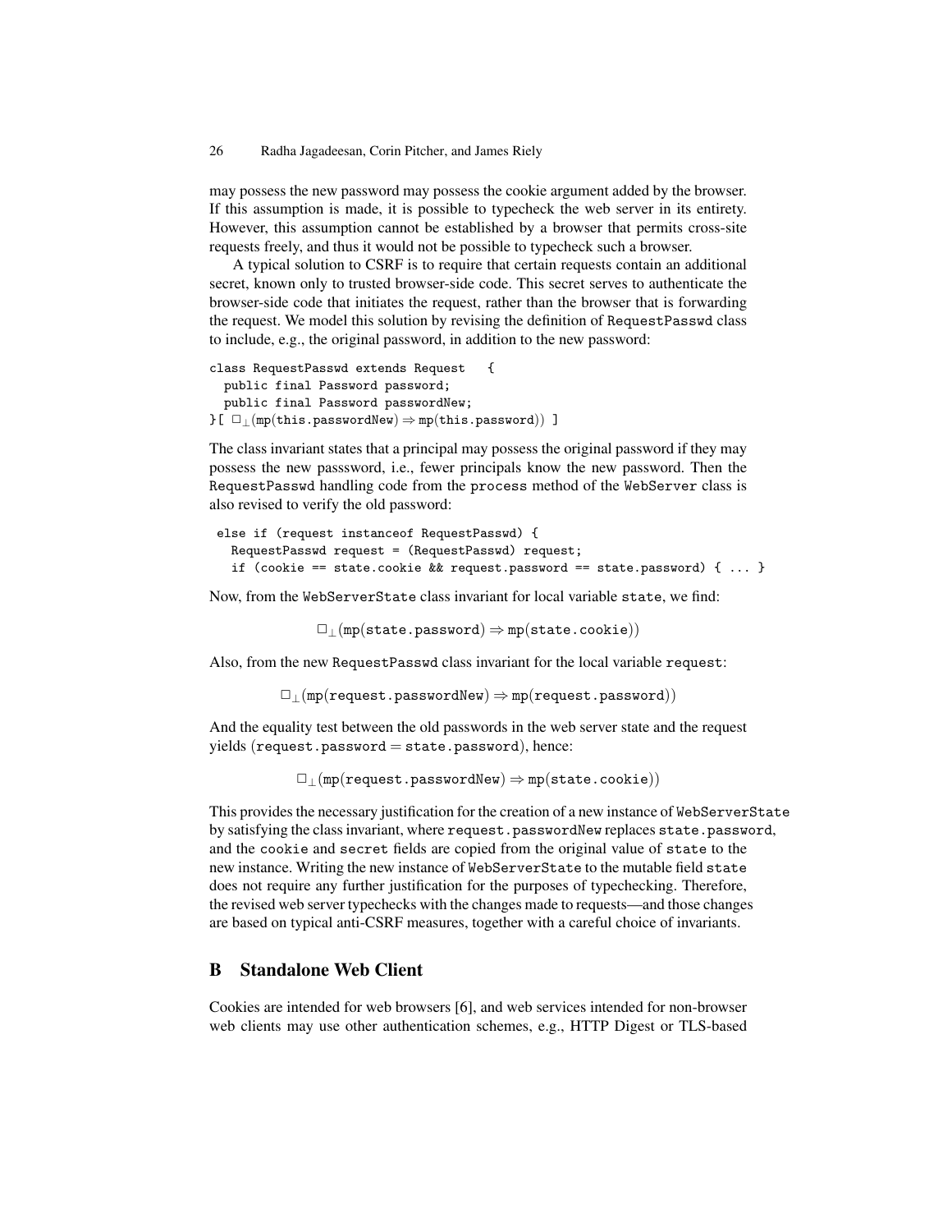may possess the new password may possess the cookie argument added by the browser. If this assumption is made, it is possible to typecheck the web server in its entirety. However, this assumption cannot be established by a browser that permits cross-site requests freely, and thus it would not be possible to typecheck such a browser.

A typical solution to CSRF is to require that certain requests contain an additional secret, known only to trusted browser-side code. This secret serves to authenticate the browser-side code that initiates the request, rather than the browser that is forwarding the request. We model this solution by revising the definition of RequestPasswd class to include, e.g., the original password, in addition to the new password:

```
class RequestPasswd extends Request   {
  public final Password password;
  public final Password passwordNew;
}[ □⊥(mp(this.passwordNew) ⇒ mp(this.password)) ]
```

The class invariant states that a principal may possess the original password if they may possess the new passsword, i.e., fewer principals know the new password. Then the RequestPasswd handling code from the process method of the WebServer class is also revised to verify the old password:

```
 else if (request instanceof RequestPasswd) {
   RequestPasswd request = (RequestPasswd) request;
   if (cookie == state.cookie && request.password == state.password) { ... }
```

Now, from the WebServerState class invariant for local variable state, we find:

$$\Box_{\perp}(\texttt{mp}(\texttt{state.password}) \Rightarrow \texttt{mp}(\texttt{state.cookie}))$$

Also, from the new RequestPasswd class invariant for the local variable request:

$$\Box_{\perp}(\texttt{mp}(\texttt{request.passwordNew}) \Rightarrow \texttt{mp}(\texttt{request.password}))$$

And the equality test between the old passwords in the web server state and the request yields ($\texttt{request.password} = \texttt{state.password}$), hence:

$$\Box_{\perp}(\texttt{mp}(\texttt{request.passwordNew}) \Rightarrow \texttt{mp}(\texttt{state.cookie}))$$

This provides the necessary justification for the creation of a new instance of WebServerState by satisfying the class invariant, where request.passwordNew replaces state.password, and the cookie and secret fields are copied from the original value of state to the new instance. Writing the new instance of WebServerState to the mutable field state does not require any further justification for the purposes of typechecking. Therefore, the revised web server typechecks with the changes made to requests—and those changes are based on typical anti-CSRF measures, together with a careful choice of invariants.

## B Standalone Web Client

Cookies are intended for web browsers [6], and web services intended for non-browser web clients may use other authentication schemes, e.g., HTTP Digest or TLS-based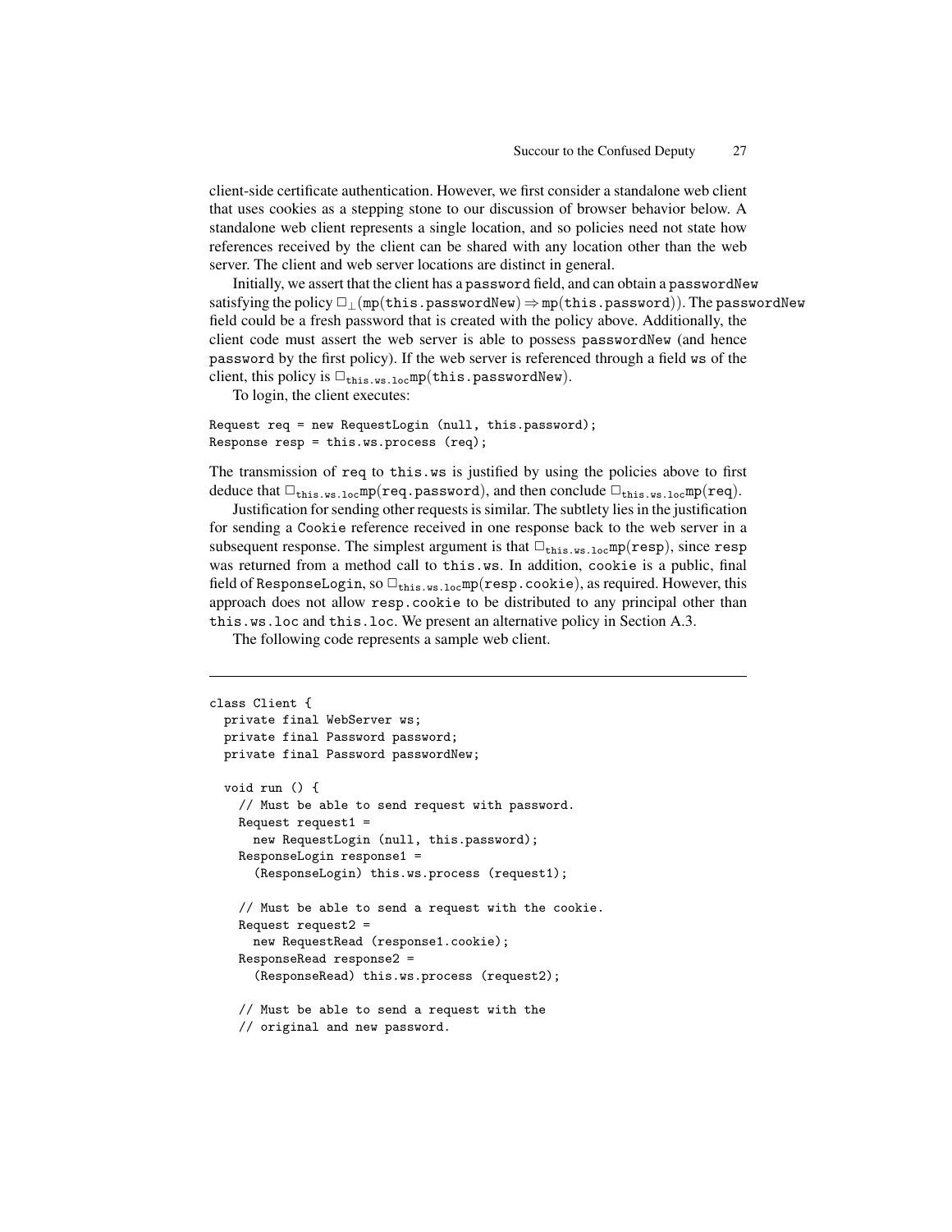client-side certificate authentication. However, we first consider a standalone web client that uses cookies as a stepping stone to our discussion of browser behavior below. A standalone web client represents a single location, and so policies need not state how references received by the client can be shared with any location other than the web server. The client and web server locations are distinct in general.

Initially, we assert that the client has a `password` field, and can obtain a `passwordNew` satisfying the policy $\Box_\perp(\texttt{mp}(\texttt{this.passwordNew}) \Rightarrow \texttt{mp}(\texttt{this.password}))$. The `passwordNew` field could be a fresh password that is created with the policy above. Additionally, the client code must assert the web server is able to possess `passwordNew` (and hence `password` by the first policy). If the web server is referenced through a field `ws` of the client, this policy is $\Box_{\texttt{this.ws.loc}}\texttt{mp}(\texttt{this.passwordNew})$.

To login, the client executes:

```
Request req = new RequestLogin (null, this.password);
Response resp = this.ws.process (req);
```

The transmission of `req` to `this.ws` is justified by using the policies above to first deduce that $\Box_{\texttt{this.ws.loc}}\texttt{mp}(\texttt{req.password})$, and then conclude $\Box_{\texttt{this.ws.loc}}\texttt{mp}(\texttt{req})$.

Justification for sending other requests is similar. The subtlety lies in the justification for sending a `Cookie` reference received in one response back to the web server in a subsequent response. The simplest argument is that $\Box_{\texttt{this.ws.loc}}\texttt{mp}(\texttt{resp})$, since `resp` was returned from a method call to `this.ws`. In addition, `cookie` is a public, final field of `ResponseLogin`, so $\Box_{\texttt{this.ws.loc}}\texttt{mp}(\texttt{resp.cookie})$, as required. However, this approach does not allow `resp.cookie` to be distributed to any principal other than `this.ws.loc` and `this.loc`. We present an alternative policy in Section A.3.

The following code represents a sample web client.

```
class Client {
  private final WebServer ws;
  private final Password password;
  private final Password passwordNew;

  void run () {
    // Must be able to send request with password.
    Request request1 =
      new RequestLogin (null, this.password);
    ResponseLogin response1 =
      (ResponseLogin) this.ws.process (request1);

    // Must be able to send a request with the cookie.
    Request request2 =
      new RequestRead (response1.cookie);
    ResponseRead response2 =
      (ResponseRead) this.ws.process (request2);

    // Must be able to send a request with the
    // original and new password.
```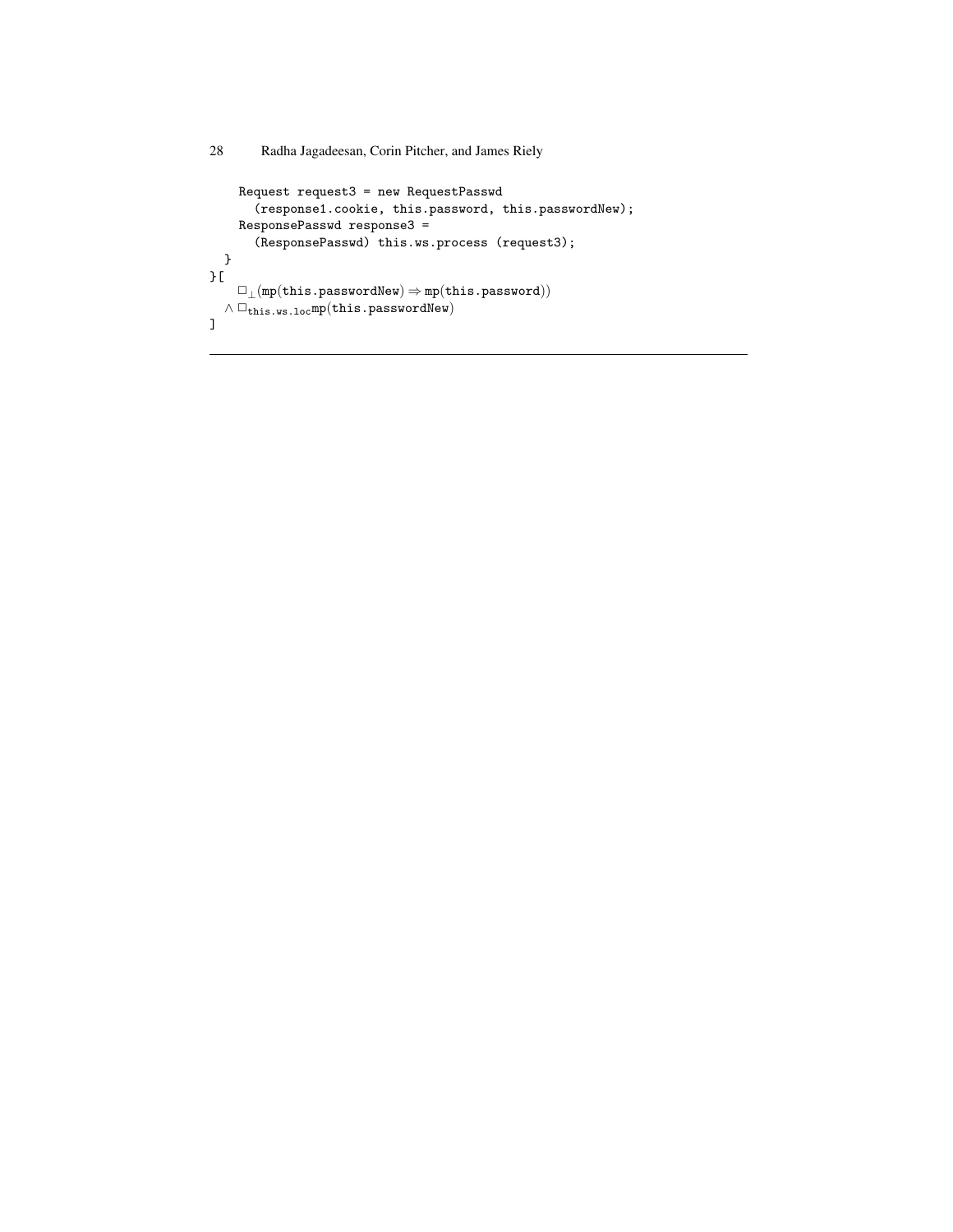```
    Request request3 = new RequestPasswd
      (response1.cookie, this.password, this.passwordNew);
    ResponsePasswd response3 =
      (ResponsePasswd) this.ws.process (request3);
  }
}[
```

$$\Box_{\bot}(\mathtt{mp}(\mathtt{this.passwordNew}) \Rightarrow \mathtt{mp}(\mathtt{this.password}))$$
$$\wedge\ \Box_{\mathtt{this.ws.loc}}\mathtt{mp}(\mathtt{this.passwordNew})$$

```
]
```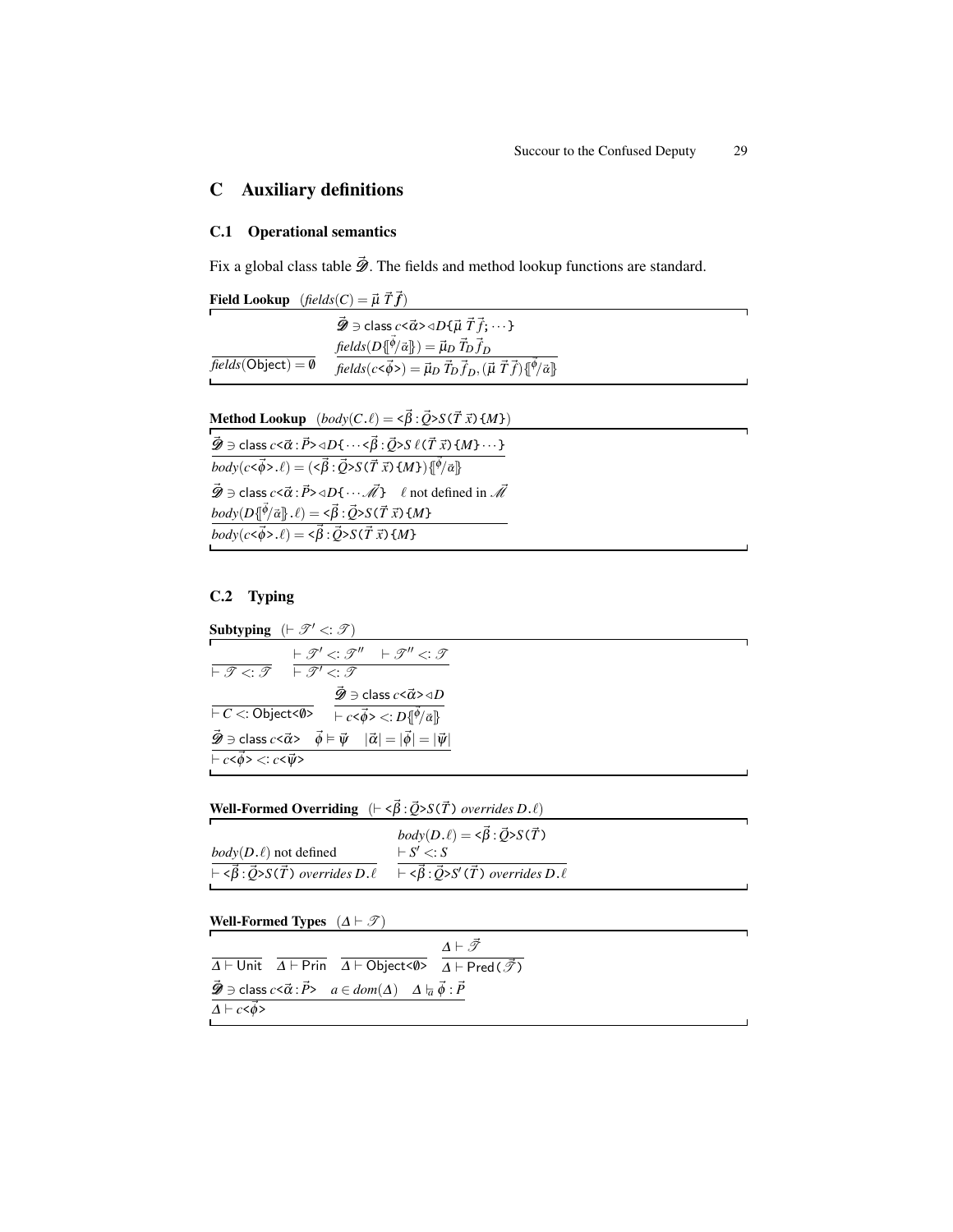## C Auxiliary definitions

### C.1 Operational semantics

Fix a global class table $\vec{\mathscr{D}}$. The fields and method lookup functions are standard.

**Field Lookup** $(\mathit{fields}(C) = \vec{\mu}\ \vec{T}\ \vec{f})$

$$\frac{}{\mathit{fields}(\mathsf{Object}) = \emptyset} \qquad \frac{\vec{\mathscr{D}} \ni \mathsf{class}\ c\texttt{<}\vec{\alpha}\texttt{>} \triangleleft D\texttt{\{}\vec{\mu}\ \vec{T}\ \vec{f};\ \cdots\texttt{\}} \quad \mathit{fields}(D\{\!\![\vec{\phi}/\vec{\alpha}]\!\!\}) = \vec{\mu}_D\ \vec{T}_D\ \vec{f}_D}{\mathit{fields}(c\texttt{<}\vec{\phi}\texttt{>}) = \vec{\mu}_D\ \vec{T}_D\ \vec{f}_D, (\vec{\mu}\ \vec{T}\ \vec{f})\{\!\![\vec{\phi}/\vec{\alpha}]\!\!\}}$$

**Method Lookup** $(\mathit{body}(C.\ell) = \texttt{<}\vec{\beta}:\vec{Q}\texttt{>}S\texttt{(}\vec{T}\ \vec{x}\texttt{)\{}M\texttt{\}})$

$$\frac{\vec{\mathscr{D}} \ni \mathsf{class}\ c\texttt{<}\vec{\alpha}:\vec{P}\texttt{>} \triangleleft D\texttt{\{}\cdots\texttt{<}\vec{\beta}:\vec{Q}\texttt{>}S\ \ell\texttt{(}\vec{T}\ \vec{x}\texttt{)\{}M\texttt{\}}\cdots\texttt{\}}}{\mathit{body}(c\texttt{<}\vec{\phi}\texttt{>}.\ell) = (\texttt{<}\vec{\beta}:\vec{Q}\texttt{>}S\texttt{(}\vec{T}\ \vec{x}\texttt{)\{}M\texttt{\}})\{\!\![\vec{\phi}/\vec{\alpha}]\!\!\}}$$

$$\frac{\vec{\mathscr{D}} \ni \mathsf{class}\ c\texttt{<}\vec{\alpha}:\vec{P}\texttt{>} \triangleleft D\texttt{\{}\cdots\vec{\mathscr{M}}\texttt{\}} \quad \ell \text{ not defined in } \vec{\mathscr{M}} \quad \mathit{body}(D\{\!\![\vec{\phi}/\vec{\alpha}]\!\!\}.\ell) = \texttt{<}\vec{\beta}:\vec{Q}\texttt{>}S\texttt{(}\vec{T}\ \vec{x}\texttt{)\{}M\texttt{\}}}{\mathit{body}(c\texttt{<}\vec{\phi}\texttt{>}.\ell) = \texttt{<}\vec{\beta}:\vec{Q}\texttt{>}S\texttt{(}\vec{T}\ \vec{x}\texttt{)\{}M\texttt{\}}}$$

### C.2 Typing

**Subtyping** $(\vdash \mathscr{T}' <: \mathscr{T})$

$$\frac{}{\vdash \mathscr{T} <: \mathscr{T}} \qquad \frac{\vdash \mathscr{T}' <: \mathscr{T}'' \quad \vdash \mathscr{T}'' <: \mathscr{T}}{\vdash \mathscr{T}' <: \mathscr{T}}$$

$$\frac{}{\vdash C <: \mathsf{Object}\texttt{<}\emptyset\texttt{>}} \qquad \frac{\vec{\mathscr{D}} \ni \mathsf{class}\ c\texttt{<}\vec{\alpha}\texttt{>} \triangleleft D}{\vdash c\texttt{<}\vec{\phi}\texttt{>} <: D\{\!\![\vec{\phi}/\vec{\alpha}]\!\!\}}$$

$$\frac{\vec{\mathscr{D}} \ni \mathsf{class}\ c\texttt{<}\vec{\alpha}\texttt{>} \quad \vec{\phi} \vDash \vec{\psi} \quad |\vec{\alpha}| = |\vec{\phi}| = |\vec{\psi}|}{\vdash c\texttt{<}\vec{\phi}\texttt{>} <: c\texttt{<}\vec{\psi}\texttt{>}}$$

**Well-Formed Overriding** $(\vdash \texttt{<}\vec{\beta}:\vec{Q}\texttt{>}S\texttt{(}\vec{T}\texttt{)}\ \mathit{overrides}\ D.\ell)$

$$\frac{\mathit{body}(D.\ell) \text{ not defined}}{\vdash \texttt{<}\vec{\beta}:\vec{Q}\texttt{>}S\texttt{(}\vec{T}\texttt{)}\ \mathit{overrides}\ D.\ell} \qquad \frac{\mathit{body}(D.\ell) = \texttt{<}\vec{\beta}:\vec{Q}\texttt{>}S\texttt{(}\vec{T}\texttt{)} \quad \vdash S' <: S}{\vdash \texttt{<}\vec{\beta}:\vec{Q}\texttt{>}S'\texttt{(}\vec{T}\texttt{)}\ \mathit{overrides}\ D.\ell}$$

**Well-Formed Types** $(\Delta \vdash \mathscr{T})$

$$\frac{}{\Delta \vdash \mathsf{Unit}} \qquad \frac{}{\Delta \vdash \mathsf{Prin}} \qquad \frac{}{\Delta \vdash \mathsf{Object}\texttt{<}\emptyset\texttt{>}} \qquad \frac{\Delta \vdash \vec{\mathscr{T}}}{\Delta \vdash \mathsf{Pred}\texttt{(}\vec{\mathscr{T}}\texttt{)}}$$

$$\frac{\vec{\mathscr{D}} \ni \mathsf{class}\ c\texttt{<}\vec{\alpha}:\vec{P}\texttt{>} \quad a \in \mathit{dom}(\Delta) \quad \Delta \vDash_a \vec{\phi}:\vec{P}}{\Delta \vdash c\texttt{<}\vec{\phi}\texttt{>}}$$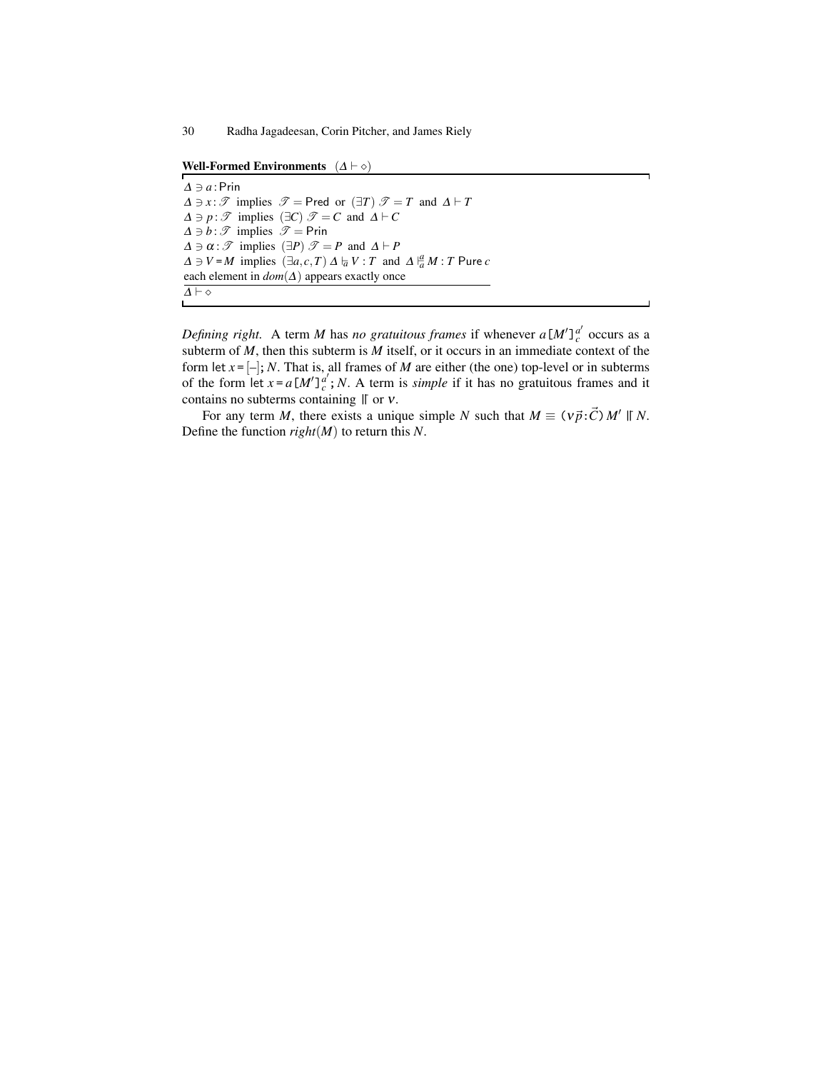**Well-Formed Environments** $(\Delta \vdash \diamond)$

$\Delta \ni a : \mathsf{Prin}$
$\Delta \ni x : \mathscr{T}$ implies $\mathscr{T} = \mathsf{Pred}$ or $(\exists T)\ \mathscr{T} = T$ and $\Delta \vdash T$
$\Delta \ni p : \mathscr{T}$ implies $(\exists C)\ \mathscr{T} = C$ and $\Delta \vdash C$
$\Delta \ni b : \mathscr{T}$ implies $\mathscr{T} = \mathsf{Prin}$
$\Delta \ni \alpha : \mathscr{T}$ implies $(\exists P)\ \mathscr{T} = P$ and $\Delta \vdash P$
$\Delta \ni V = M$ implies $(\exists a, c, T)\ \Delta \models_{\overline{a}} V : T$ and $\Delta \models^{a}_{a} M : T\ \mathsf{Pure}\ c$
each element in $dom(\Delta)$ appears exactly once

$$\frac{}{\Delta \vdash \diamond}$$

*Defining right.* A term $M$ has *no gratuitous frames* if whenever $a\,[M']^{a'}_{c}$ occurs as a subterm of $M$, then this subterm is $M$ itself, or it occurs in an immediate context of the form $\mathsf{let}\ x = [-];\ N$. That is, all frames of $M$ are either (the one) top-level or in subterms of the form $\mathsf{let}\ x = a\,[M']^{a'}_{c};\ N$. A term is *simple* if it has no gratuitous frames and it contains no subterms containing $\Vdash$ or $\nu$.

For any term $M$, there exists a unique simple $N$ such that $M \equiv (\nu \vec{p} : \vec{C})\, M' \Vdash N$. Define the function $right(M)$ to return this $N$.